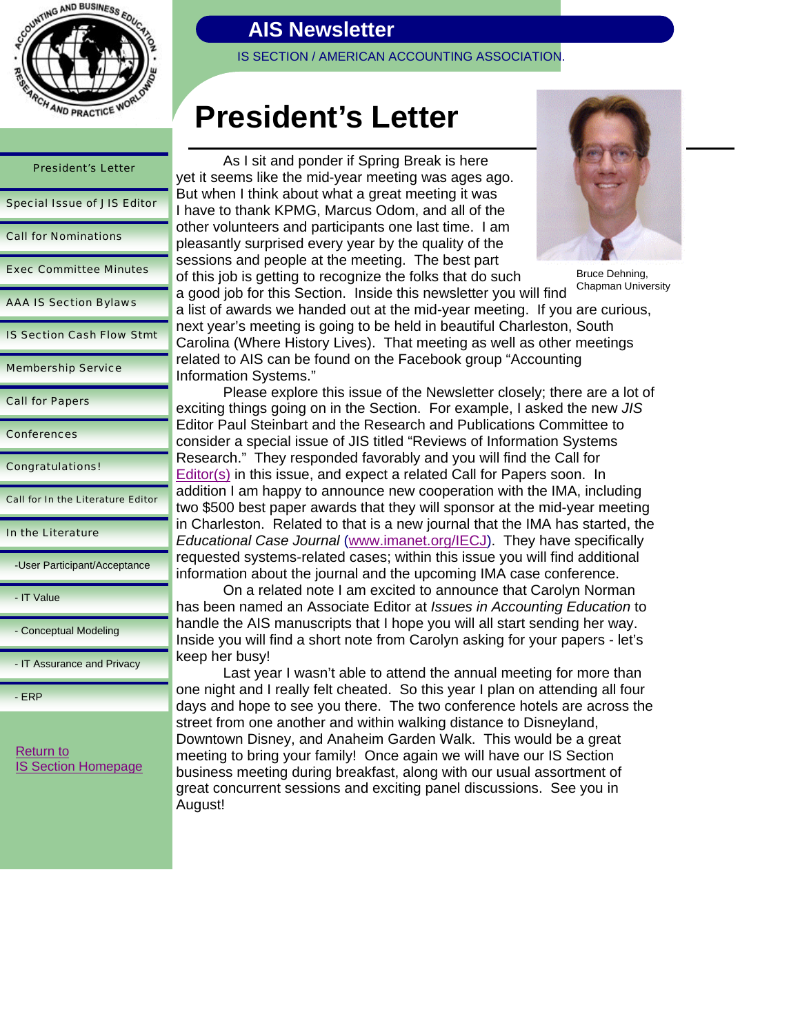# AIS Newsletter

IS SECTION / AMERICAN ACCOUNTING ASSOCIATION.

- President's Letter
- Special Issue of JIS Editor
- Call for Nominations
- Exec Committee Minutes
- AAA IS Section Bylaws
- IS Section Cash Flow Stmt
- Membership Service
- Call for Papers
- Conferences
- Congratulations!
- Call for In the Literature Editor
- In the Literature
  - -User Participant/Acceptance
  - - IT Value
  - - Conceptual Modeling
  - - IT Assurance and Privacy
  - - ERP

Return to IS Section Homepage

## President's Letter

Bruce Dehning, Chapman University

As I sit and ponder if Spring Break is here yet it seems like the mid-year meeting was ages ago. But when I think about what a great meeting it was I have to thank KPMG, Marcus Odom, and all of the other volunteers and participants one last time. I am pleasantly surprised every year by the quality of the sessions and people at the meeting. The best part of this job is getting to recognize the folks that do such a good job for this Section. Inside this newsletter you will find a list of awards we handed out at the mid-year meeting. If you are curious, next year's meeting is going to be held in beautiful Charleston, South Carolina (Where History Lives). That meeting as well as other meetings related to AIS can be found on the Facebook group "Accounting Information Systems."

Please explore this issue of the Newsletter closely; there are a lot of exciting things going on in the Section. For example, I asked the new *JIS* Editor Paul Steinbart and the Research and Publications Committee to consider a special issue of JIS titled "Reviews of Information Systems Research." They responded favorably and you will find the Call for Editor(s) in this issue, and expect a related Call for Papers soon. In addition I am happy to announce new cooperation with the IMA, including two $500 best paper awards that they will sponsor at the mid-year meeting in Charleston. Related to that is a new journal that the IMA has started, the *Educational Case Journal* (www.imanet.org/IECJ). They have specifically requested systems-related cases; within this issue you will find additional information about the journal and the upcoming IMA case conference.

On a related note I am excited to announce that Carolyn Norman has been named an Associate Editor at *Issues in Accounting Education* to handle the AIS manuscripts that I hope you will all start sending her way. Inside you will find a short note from Carolyn asking for your papers - let's keep her busy!

Last year I wasn't able to attend the annual meeting for more than one night and I really felt cheated. So this year I plan on attending all four days and hope to see you there. The two conference hotels are across the street from one another and within walking distance to Disneyland, Downtown Disney, and Anaheim Garden Walk. This would be a great meeting to bring your family! Once again we will have our IS Section business meeting during breakfast, along with our usual assortment of great concurrent sessions and exciting panel discussions. See you in August!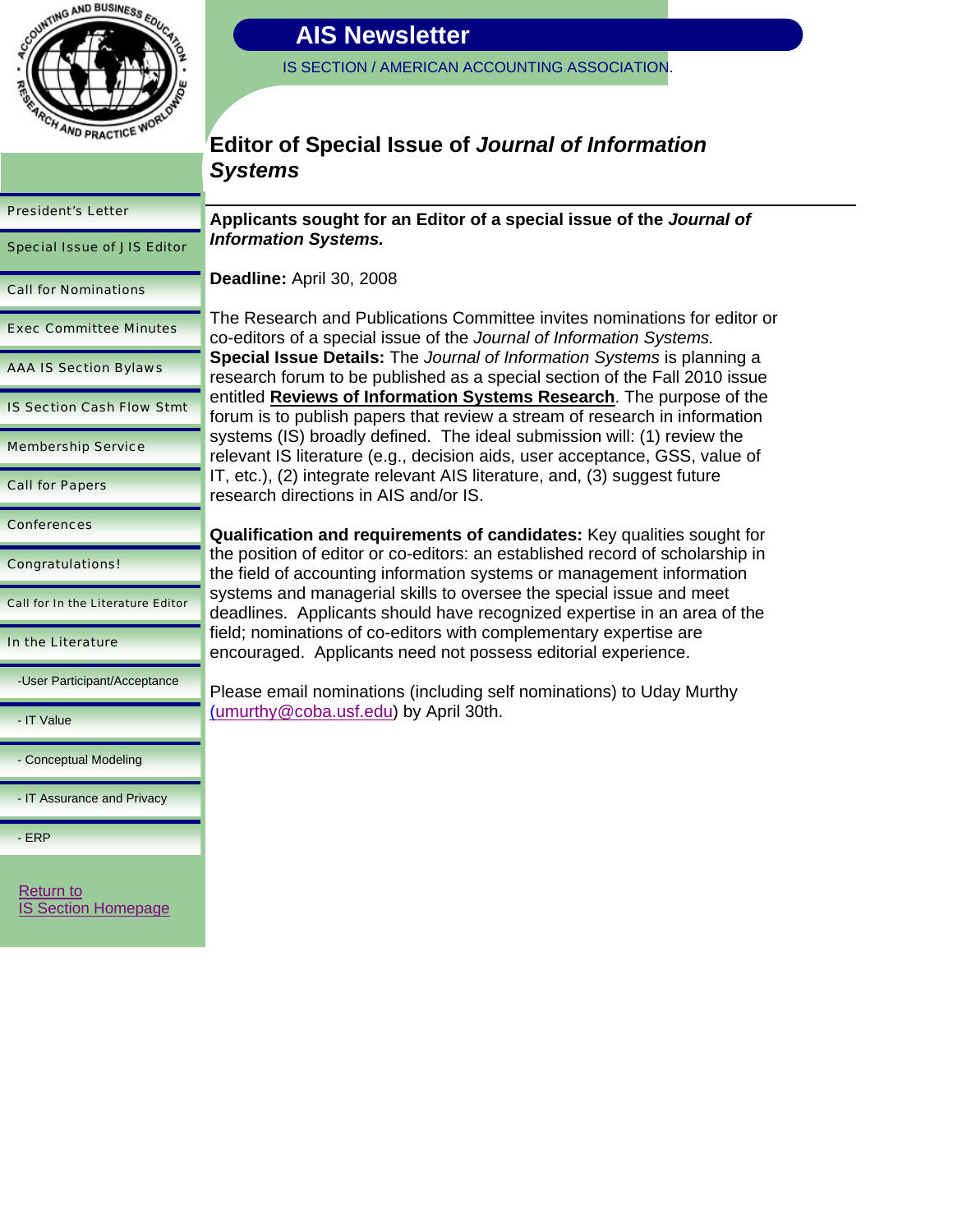# AIS Newsletter

IS SECTION / AMERICAN ACCOUNTING ASSOCIATION.

- President's Letter
- Special Issue of J IS Editor
- Call for Nominations
- Exec Committee Minutes
- AAA IS Section Bylaws
- IS Section Cash Flow Stmt
- Membership Service
- Call for Papers
- Conferences
- Congratulations!
- Call for In the Literature Editor
- In the Literature
  - -User Participant/Acceptance
  - - IT Value
  - - Conceptual Modeling
  - - IT Assurance and Privacy
  - - ERP

Return to
IS Section Homepage

## Editor of Special Issue of *Journal of Information Systems*

**Applicants sought for an Editor of a special issue of the *Journal of Information Systems.***

**Deadline:** April 30, 2008

The Research and Publications Committee invites nominations for editor or co-editors of a special issue of the *Journal of Information Systems.*
**Special Issue Details:** The *Journal of Information Systems* is planning a research forum to be published as a special section of the Fall 2010 issue entitled **Reviews of Information Systems Research**. The purpose of the forum is to publish papers that review a stream of research in information systems (IS) broadly defined. The ideal submission will: (1) review the relevant IS literature (e.g., decision aids, user acceptance, GSS, value of IT, etc.), (2) integrate relevant AIS literature, and, (3) suggest future research directions in AIS and/or IS.

**Qualification and requirements of candidates:** Key qualities sought for the position of editor or co-editors: an established record of scholarship in the field of accounting information systems or management information systems and managerial skills to oversee the special issue and meet deadlines. Applicants should have recognized expertise in an area of the field; nominations of co-editors with complementary expertise are encouraged. Applicants need not possess editorial experience.

Please email nominations (including self nominations) to Uday Murthy (umurthy@coba.usf.edu) by April 30th.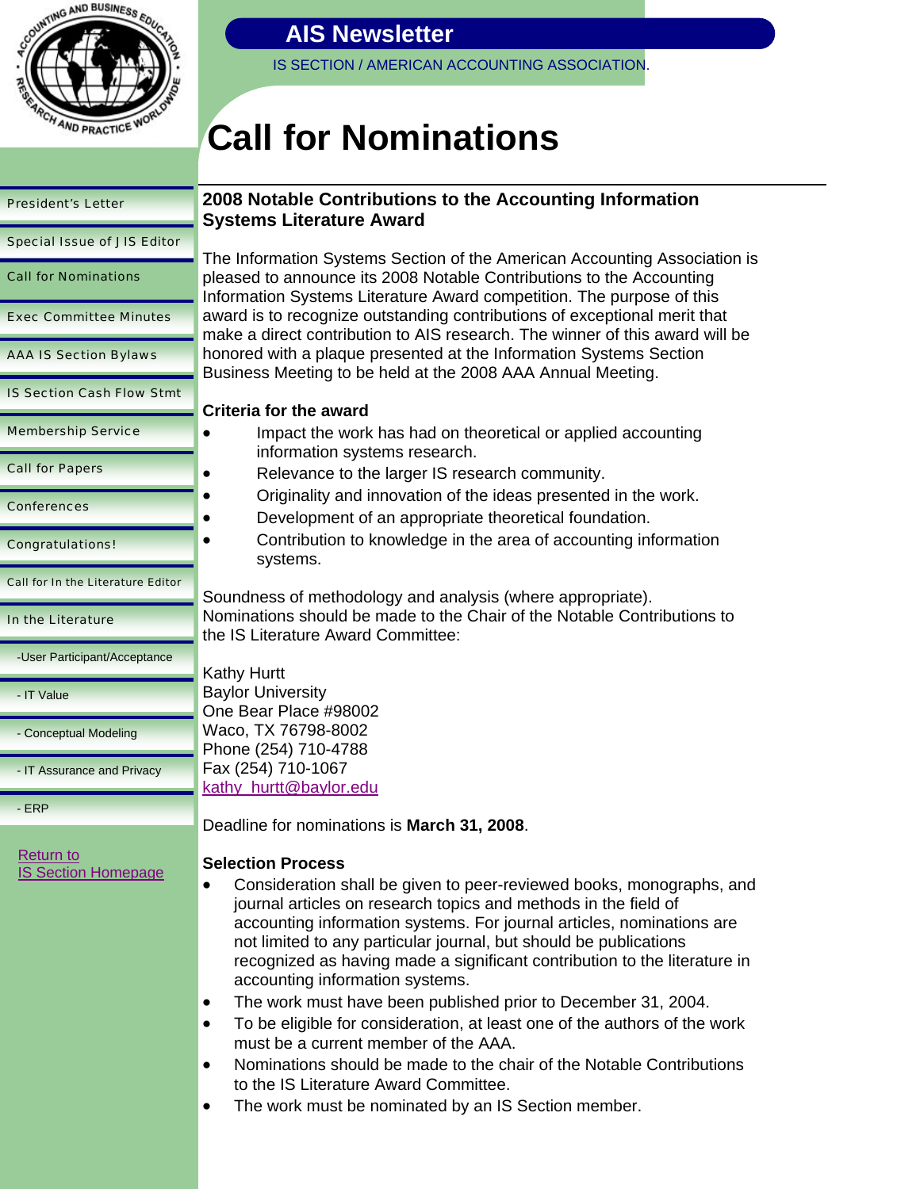# Call for Nominations

## 2008 Notable Contributions to the Accounting Information Systems Literature Award

The Information Systems Section of the American Accounting Association is pleased to announce its 2008 Notable Contributions to the Accounting Information Systems Literature Award competition. The purpose of this award is to recognize outstanding contributions of exceptional merit that make a direct contribution to AIS research. The winner of this award will be honored with a plaque presented at the Information Systems Section Business Meeting to be held at the 2008 AAA Annual Meeting.

**Criteria for the award**

- Impact the work has had on theoretical or applied accounting information systems research.
- Relevance to the larger IS research community.
- Originality and innovation of the ideas presented in the work.
- Development of an appropriate theoretical foundation.
- Contribution to knowledge in the area of accounting information systems.

Soundness of methodology and analysis (where appropriate).
Nominations should be made to the Chair of the Notable Contributions to the IS Literature Award Committee:

Kathy Hurtt
Baylor University
One Bear Place #98002
Waco, TX 76798-8002
Phone (254) 710-4788
Fax (254) 710-1067
kathy_hurtt@baylor.edu

Deadline for nominations is **March 31, 2008**.

**Selection Process**

- Consideration shall be given to peer-reviewed books, monographs, and journal articles on research topics and methods in the field of accounting information systems. For journal articles, nominations are not limited to any particular journal, but should be publications recognized as having made a significant contribution to the literature in accounting information systems.
- The work must have been published prior to December 31, 2004.
- To be eligible for consideration, at least one of the authors of the work must be a current member of the AAA.
- Nominations should be made to the chair of the Notable Contributions to the IS Literature Award Committee.
- The work must be nominated by an IS Section member.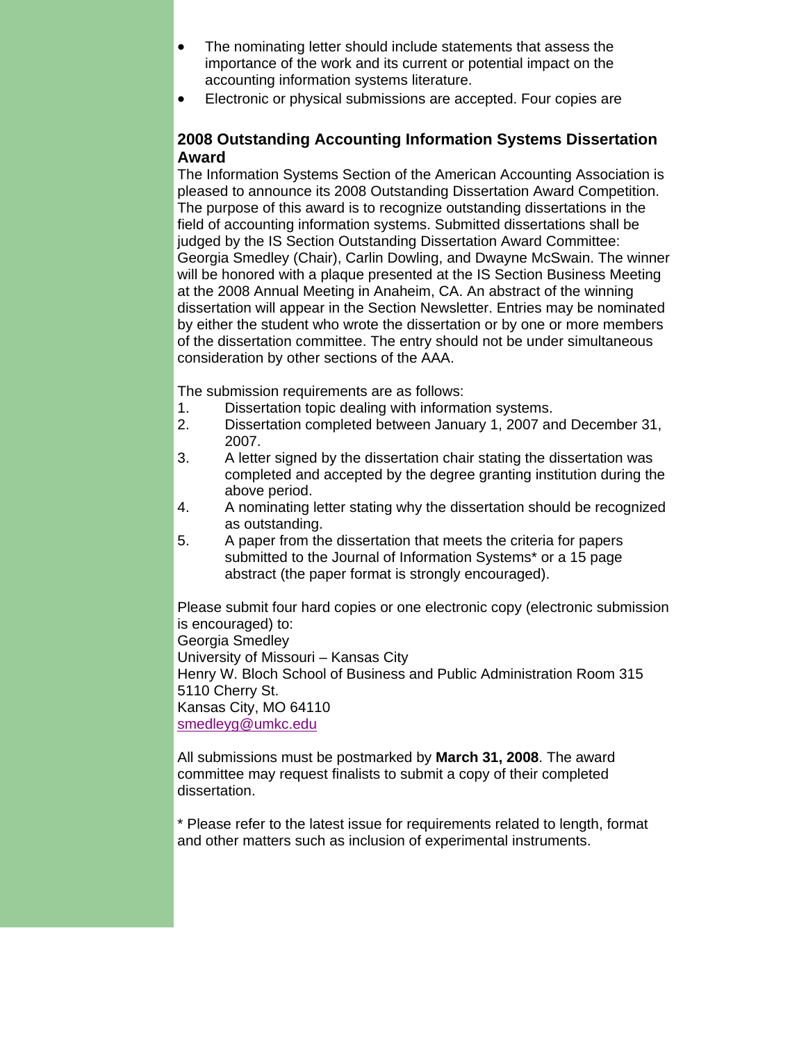- The nominating letter should include statements that assess the importance of the work and its current or potential impact on the accounting information systems literature.
- Electronic or physical submissions are accepted. Four copies are

## 2008 Outstanding Accounting Information Systems Dissertation Award

The Information Systems Section of the American Accounting Association is pleased to announce its 2008 Outstanding Dissertation Award Competition. The purpose of this award is to recognize outstanding dissertations in the field of accounting information systems. Submitted dissertations shall be judged by the IS Section Outstanding Dissertation Award Committee: Georgia Smedley (Chair), Carlin Dowling, and Dwayne McSwain. The winner will be honored with a plaque presented at the IS Section Business Meeting at the 2008 Annual Meeting in Anaheim, CA. An abstract of the winning dissertation will appear in the Section Newsletter. Entries may be nominated by either the student who wrote the dissertation or by one or more members of the dissertation committee. The entry should not be under simultaneous consideration by other sections of the AAA.

The submission requirements are as follows:

1. Dissertation topic dealing with information systems.
2. Dissertation completed between January 1, 2007 and December 31, 2007.
3. A letter signed by the dissertation chair stating the dissertation was completed and accepted by the degree granting institution during the above period.
4. A nominating letter stating why the dissertation should be recognized as outstanding.
5. A paper from the dissertation that meets the criteria for papers submitted to the Journal of Information Systems* or a 15 page abstract (the paper format is strongly encouraged).

Please submit four hard copies or one electronic copy (electronic submission is encouraged) to:
Georgia Smedley
University of Missouri – Kansas City
Henry W. Bloch School of Business and Public Administration Room 315
5110 Cherry St.
Kansas City, MO 64110
smedleyg@umkc.edu

All submissions must be postmarked by **March 31, 2008**. The award committee may request finalists to submit a copy of their completed dissertation.

* Please refer to the latest issue for requirements related to length, format and other matters such as inclusion of experimental instruments.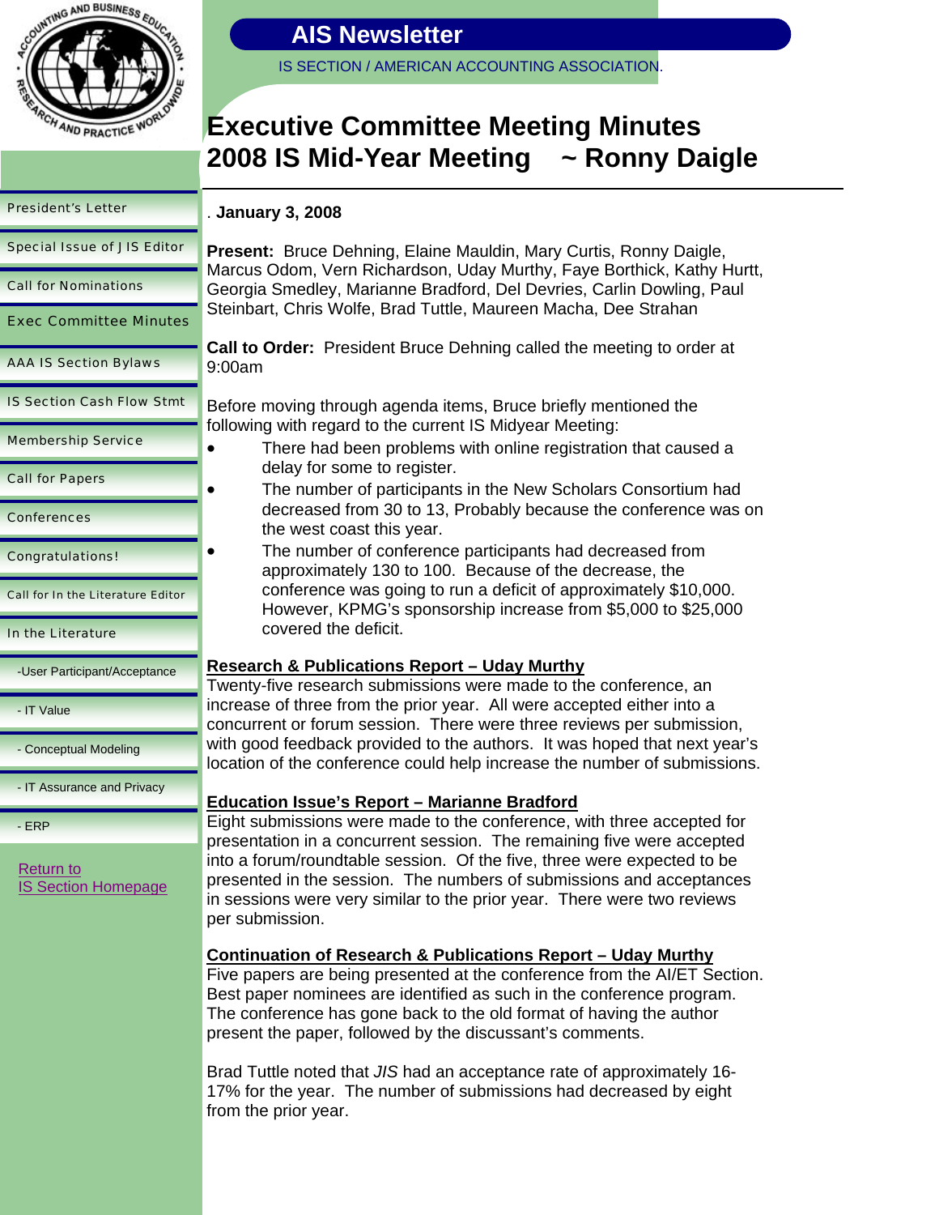# Executive Committee Meeting Minutes 2008 IS Mid-Year Meeting ~ Ronny Daigle

. **January 3, 2008**

**Present:** Bruce Dehning, Elaine Mauldin, Mary Curtis, Ronny Daigle, Marcus Odom, Vern Richardson, Uday Murthy, Faye Borthick, Kathy Hurtt, Georgia Smedley, Marianne Bradford, Del Devries, Carlin Dowling, Paul Steinbart, Chris Wolfe, Brad Tuttle, Maureen Macha, Dee Strahan

**Call to Order:** President Bruce Dehning called the meeting to order at 9:00am

Before moving through agenda items, Bruce briefly mentioned the following with regard to the current IS Midyear Meeting:

- There had been problems with online registration that caused a delay for some to register.
- The number of participants in the New Scholars Consortium had decreased from 30 to 13, Probably because the conference was on the west coast this year.
- The number of conference participants had decreased from approximately 130 to 100. Because of the decrease, the conference was going to run a deficit of approximately $10,000. However, KPMG's sponsorship increase from $5,000 to $25,000 covered the deficit.

**Research & Publications Report – Uday Murthy**

Twenty-five research submissions were made to the conference, an increase of three from the prior year. All were accepted either into a concurrent or forum session. There were three reviews per submission, with good feedback provided to the authors. It was hoped that next year's location of the conference could help increase the number of submissions.

**Education Issue's Report – Marianne Bradford**

Eight submissions were made to the conference, with three accepted for presentation in a concurrent session. The remaining five were accepted into a forum/roundtable session. Of the five, three were expected to be presented in the session. The numbers of submissions and acceptances in sessions were very similar to the prior year. There were two reviews per submission.

**Continuation of Research & Publications Report – Uday Murthy**

Five papers are being presented at the conference from the AI/ET Section. Best paper nominees are identified as such in the conference program. The conference has gone back to the old format of having the author present the paper, followed by the discussant's comments.

Brad Tuttle noted that *JIS* had an acceptance rate of approximately 16-17% for the year. The number of submissions had decreased by eight from the prior year.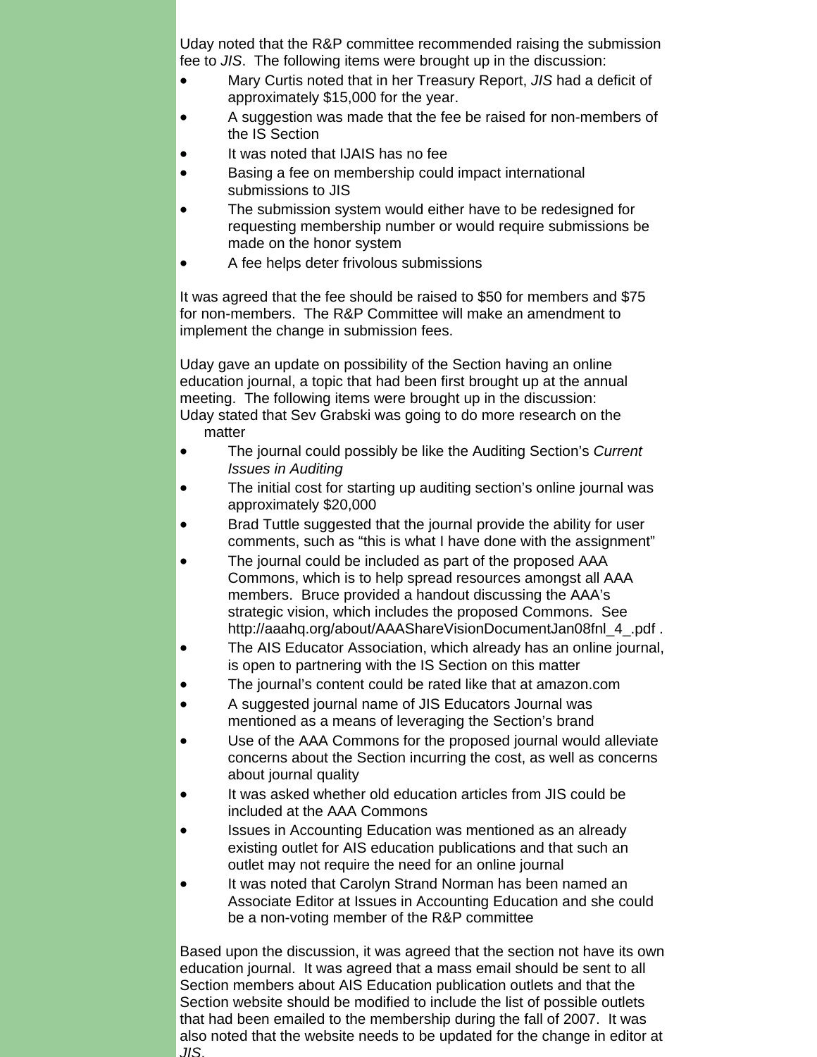Uday noted that the R&P committee recommended raising the submission fee to *JIS*. The following items were brought up in the discussion:

- Mary Curtis noted that in her Treasury Report, *JIS* had a deficit of approximately $15,000 for the year.
- A suggestion was made that the fee be raised for non-members of the IS Section
- It was noted that IJAIS has no fee
- Basing a fee on membership could impact international submissions to JIS
- The submission system would either have to be redesigned for requesting membership number or would require submissions be made on the honor system
- A fee helps deter frivolous submissions

It was agreed that the fee should be raised to $50 for members and $75 for non-members. The R&P Committee will make an amendment to implement the change in submission fees.

Uday gave an update on possibility of the Section having an online education journal, a topic that had been first brought up at the annual meeting. The following items were brought up in the discussion:
Uday stated that Sev Grabski was going to do more research on the matter

- The journal could possibly be like the Auditing Section's *Current Issues in Auditing*
- The initial cost for starting up auditing section's online journal was approximately $20,000
- Brad Tuttle suggested that the journal provide the ability for user comments, such as "this is what I have done with the assignment"
- The journal could be included as part of the proposed AAA Commons, which is to help spread resources amongst all AAA members. Bruce provided a handout discussing the AAA's strategic vision, which includes the proposed Commons. See http://aaahq.org/about/AAAShareVisionDocumentJan08fnl_4_.pdf .
- The AIS Educator Association, which already has an online journal, is open to partnering with the IS Section on this matter
- The journal's content could be rated like that at amazon.com
- A suggested journal name of JIS Educators Journal was mentioned as a means of leveraging the Section's brand
- Use of the AAA Commons for the proposed journal would alleviate concerns about the Section incurring the cost, as well as concerns about journal quality
- It was asked whether old education articles from JIS could be included at the AAA Commons
- Issues in Accounting Education was mentioned as an already existing outlet for AIS education publications and that such an outlet may not require the need for an online journal
- It was noted that Carolyn Strand Norman has been named an Associate Editor at Issues in Accounting Education and she could be a non-voting member of the R&P committee

Based upon the discussion, it was agreed that the section not have its own education journal. It was agreed that a mass email should be sent to all Section members about AIS Education publication outlets and that the Section website should be modified to include the list of possible outlets that had been emailed to the membership during the fall of 2007. It was also noted that the website needs to be updated for the change in editor at *JIS*.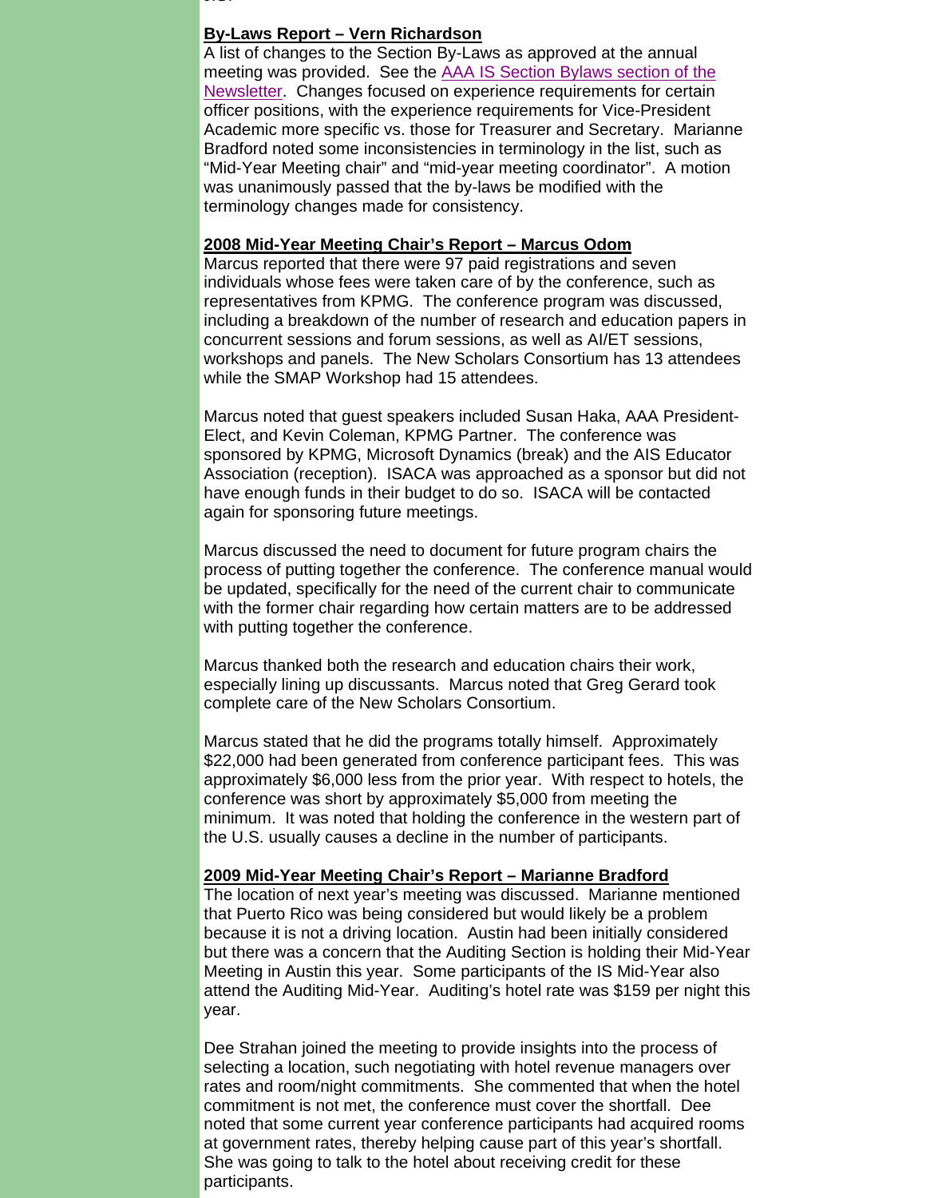**By-Laws Report – Vern Richardson**

A list of changes to the Section By-Laws as approved at the annual meeting was provided. See the AAA IS Section Bylaws section of the Newsletter. Changes focused on experience requirements for certain officer positions, with the experience requirements for Vice-President Academic more specific vs. those for Treasurer and Secretary. Marianne Bradford noted some inconsistencies in terminology in the list, such as "Mid-Year Meeting chair" and "mid-year meeting coordinator". A motion was unanimously passed that the by-laws be modified with the terminology changes made for consistency.

**2008 Mid-Year Meeting Chair's Report – Marcus Odom**

Marcus reported that there were 97 paid registrations and seven individuals whose fees were taken care of by the conference, such as representatives from KPMG. The conference program was discussed, including a breakdown of the number of research and education papers in concurrent sessions and forum sessions, as well as AI/ET sessions, workshops and panels. The New Scholars Consortium has 13 attendees while the SMAP Workshop had 15 attendees.

Marcus noted that guest speakers included Susan Haka, AAA President-Elect, and Kevin Coleman, KPMG Partner. The conference was sponsored by KPMG, Microsoft Dynamics (break) and the AIS Educator Association (reception). ISACA was approached as a sponsor but did not have enough funds in their budget to do so. ISACA will be contacted again for sponsoring future meetings.

Marcus discussed the need to document for future program chairs the process of putting together the conference. The conference manual would be updated, specifically for the need of the current chair to communicate with the former chair regarding how certain matters are to be addressed with putting together the conference.

Marcus thanked both the research and education chairs their work, especially lining up discussants. Marcus noted that Greg Gerard took complete care of the New Scholars Consortium.

Marcus stated that he did the programs totally himself. Approximately $22,000 had been generated from conference participant fees. This was approximately $6,000 less from the prior year. With respect to hotels, the conference was short by approximately $5,000 from meeting the minimum. It was noted that holding the conference in the western part of the U.S. usually causes a decline in the number of participants.

**2009 Mid-Year Meeting Chair's Report – Marianne Bradford**

The location of next year's meeting was discussed. Marianne mentioned that Puerto Rico was being considered but would likely be a problem because it is not a driving location. Austin had been initially considered but there was a concern that the Auditing Section is holding their Mid-Year Meeting in Austin this year. Some participants of the IS Mid-Year also attend the Auditing Mid-Year. Auditing's hotel rate was $159 per night this year.

Dee Strahan joined the meeting to provide insights into the process of selecting a location, such negotiating with hotel revenue managers over rates and room/night commitments. She commented that when the hotel commitment is not met, the conference must cover the shortfall. Dee noted that some current year conference participants had acquired rooms at government rates, thereby helping cause part of this year's shortfall. She was going to talk to the hotel about receiving credit for these participants.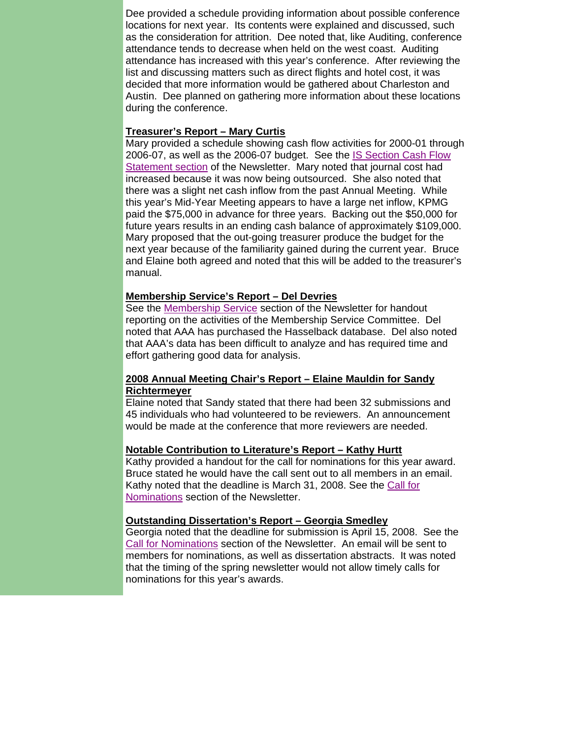Dee provided a schedule providing information about possible conference locations for next year. Its contents were explained and discussed, such as the consideration for attrition. Dee noted that, like Auditing, conference attendance tends to decrease when held on the west coast. Auditing attendance has increased with this year's conference. After reviewing the list and discussing matters such as direct flights and hotel cost, it was decided that more information would be gathered about Charleston and Austin. Dee planned on gathering more information about these locations during the conference.

**Treasurer's Report – Mary Curtis**

Mary provided a schedule showing cash flow activities for 2000-01 through 2006-07, as well as the 2006-07 budget. See the IS Section Cash Flow Statement section of the Newsletter. Mary noted that journal cost had increased because it was now being outsourced. She also noted that there was a slight net cash inflow from the past Annual Meeting. While this year's Mid-Year Meeting appears to have a large net inflow, KPMG paid the $75,000 in advance for three years. Backing out the $50,000 for future years results in an ending cash balance of approximately $109,000. Mary proposed that the out-going treasurer produce the budget for the next year because of the familiarity gained during the current year. Bruce and Elaine both agreed and noted that this will be added to the treasurer's manual.

**Membership Service's Report – Del Devries**

See the Membership Service section of the Newsletter for handout reporting on the activities of the Membership Service Committee. Del noted that AAA has purchased the Hasselback database. Del also noted that AAA's data has been difficult to analyze and has required time and effort gathering good data for analysis.

**2008 Annual Meeting Chair's Report – Elaine Mauldin for Sandy Richtermeyer**

Elaine noted that Sandy stated that there had been 32 submissions and 45 individuals who had volunteered to be reviewers. An announcement would be made at the conference that more reviewers are needed.

**Notable Contribution to Literature's Report – Kathy Hurtt**

Kathy provided a handout for the call for nominations for this year award. Bruce stated he would have the call sent out to all members in an email. Kathy noted that the deadline is March 31, 2008. See the Call for Nominations section of the Newsletter.

**Outstanding Dissertation's Report – Georgia Smedley**

Georgia noted that the deadline for submission is April 15, 2008. See the Call for Nominations section of the Newsletter. An email will be sent to members for nominations, as well as dissertation abstracts. It was noted that the timing of the spring newsletter would not allow timely calls for nominations for this year's awards.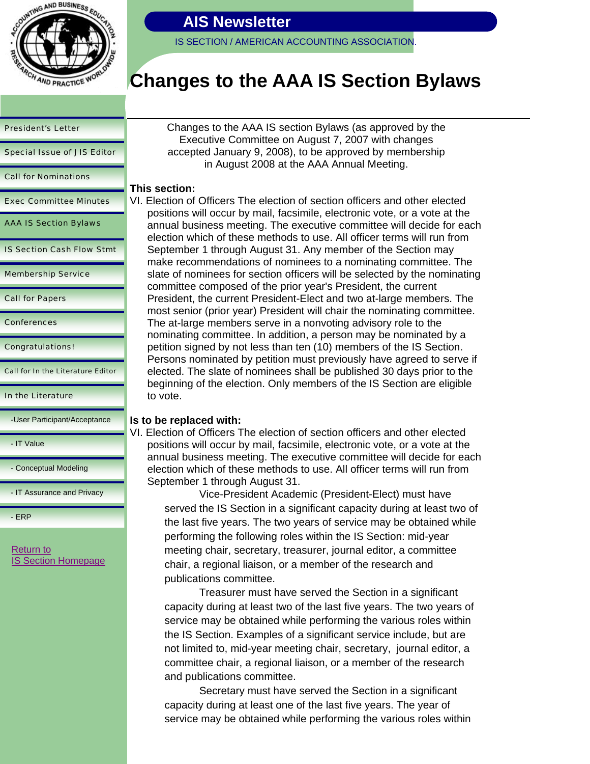# Changes to the AAA IS Section Bylaws

Changes to the AAA IS section Bylaws (as approved by the Executive Committee on August 7, 2007 with changes accepted January 9, 2008), to be approved by membership in August 2008 at the AAA Annual Meeting.

**This section:**

VI. Election of Officers The election of section officers and other elected positions will occur by mail, facsimile, electronic vote, or a vote at the annual business meeting. The executive committee will decide for each election which of these methods to use. All officer terms will run from September 1 through August 31. Any member of the Section may make recommendations of nominees to a nominating committee. The slate of nominees for section officers will be selected by the nominating committee composed of the prior year's President, the current President, the current President-Elect and two at-large members. The most senior (prior year) President will chair the nominating committee. The at-large members serve in a nonvoting advisory role to the nominating committee. In addition, a person may be nominated by a petition signed by not less than ten (10) members of the IS Section. Persons nominated by petition must previously have agreed to serve if elected. The slate of nominees shall be published 30 days prior to the beginning of the election. Only members of the IS Section are eligible to vote.

**Is to be replaced with:**

VI. Election of Officers The election of section officers and other elected positions will occur by mail, facsimile, electronic vote, or a vote at the annual business meeting. The executive committee will decide for each election which of these methods to use. All officer terms will run from September 1 through August 31.

Vice-President Academic (President-Elect) must have served the IS Section in a significant capacity during at least two of the last five years. The two years of service may be obtained while performing the following roles within the IS Section: mid-year meeting chair, secretary, treasurer, journal editor, a committee chair, a regional liaison, or a member of the research and publications committee.

Treasurer must have served the Section in a significant capacity during at least two of the last five years. The two years of service may be obtained while performing the various roles within the IS Section. Examples of a significant service include, but are not limited to, mid-year meeting chair, secretary, journal editor, a committee chair, a regional liaison, or a member of the research and publications committee.

Secretary must have served the Section in a significant capacity during at least one of the last five years. The year of service may be obtained while performing the various roles within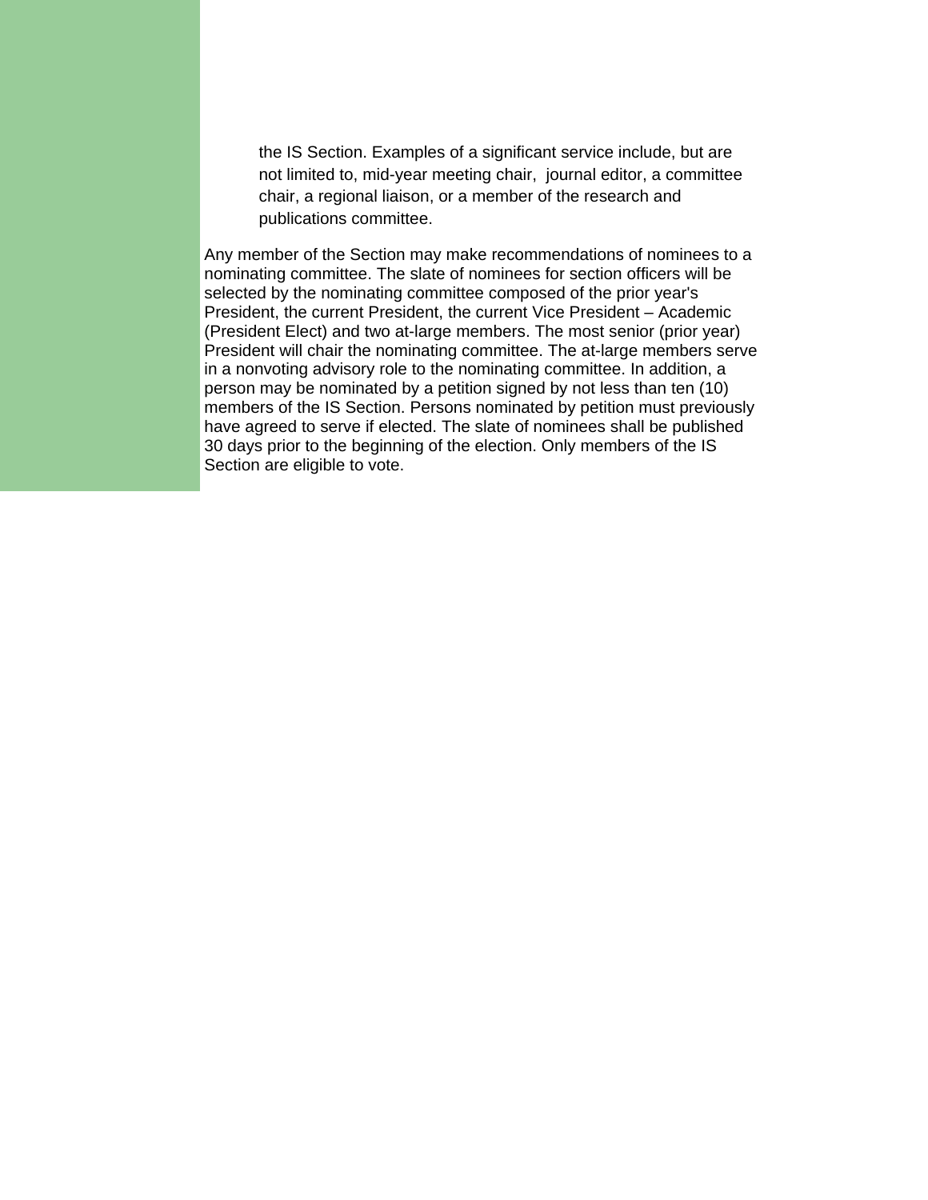the IS Section. Examples of a significant service include, but are not limited to, mid-year meeting chair, journal editor, a committee chair, a regional liaison, or a member of the research and publications committee.

Any member of the Section may make recommendations of nominees to a nominating committee. The slate of nominees for section officers will be selected by the nominating committee composed of the prior year's President, the current President, the current Vice President – Academic (President Elect) and two at-large members. The most senior (prior year) President will chair the nominating committee. The at-large members serve in a nonvoting advisory role to the nominating committee. In addition, a person may be nominated by a petition signed by not less than ten (10) members of the IS Section. Persons nominated by petition must previously have agreed to serve if elected. The slate of nominees shall be published 30 days prior to the beginning of the election. Only members of the IS Section are eligible to vote.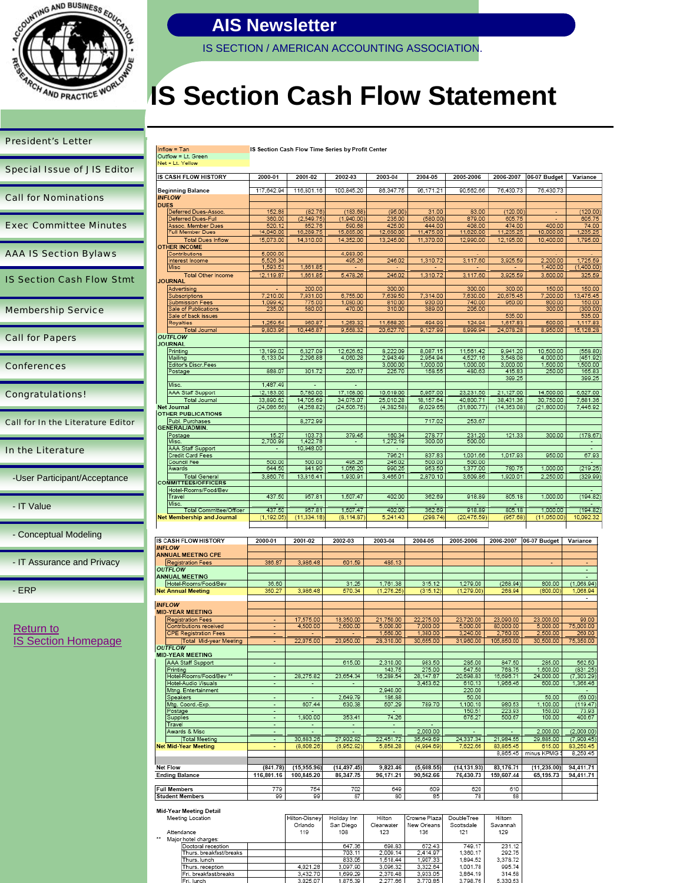# AIS Newsletter

IS SECTION / AMERICAN ACCOUNTING ASSOCIATION.

# IS Section Cash Flow Statement

- President's Letter
- Special Issue of J IS Editor
- Call for Nominations
- Exec Committee Minutes
- AAA IS Section Bylaws
- IS Section Cash Flow Stmt
- Membership Service
- Call for Papers
- Conferences
- Congratulations!
- Call for In the Literature Editor
- In the Literature
  - -User Participant/Acceptance
  - - IT Value
  - - Conceptual Modeling
  - - IT Assurance and Privacy
  - - ERP

Return to IS Section Homepage

Inflow = Tan
Outflow = Lt. Green
Net = Lt. Yellow

IS Section Cash Flow Time Series by Profit Center

| IS CASH FLOW HISTORY | 2000-01 | 2001-02 | 2002-03 | 2003-04 | 2004-05 | 2005-2006 | 2006-2007 | 06-07 Budget | Variance |
|---|---|---|---|---|---|---|---|---|---|
| Beginning Balance | 117,642.94 | 116,801.16 | 100,845.20 | 86,347.75 | 96,171.21 | 90,562.66 | 76,430.73 | 76,430.73 | |
| **INFLOW** | | | | | | | | | |
| **DUES** | | | | | | | | | |
| Deferred Dues-Assoc. | 152.88 | (82.76) | (183.68) | (95.00) | 31.00 | 83.00 | (120.00) | - | (120.00) |
| Deferred Dues-Full | 360.00 | (2,549.75) | (1,940.00) | 235.00 | (580.00) | 879.00 | 605.75 | - | 605.75 |
| Assoc. Member Dues | 520.12 | 852.76 | 590.68 | 425.00 | 444.00 | 408.00 | 474.00 | 400.00 | 74.00 |
| Full Member Dues | 14,040.00 | 16,289.75 | 15,885.00 | 12,680.00 | 11,475.00 | 11,620.00 | 11,235.25 | 10,000.00 | 1,235.25 |
| Total Dues Inflow | 15,073.00 | 14,310.00 | 14,352.00 | 13,245.00 | 11,370.00 | 12,990.00 | 12,195.00 | 10,400.00 | 1,795.00 |
| **OTHER INCOME** | | | | | | | | | |
| Contributions | 5,000.00 | | 4,983.00 | | | - | | - | - |
| Interest Income | 5,526.34 | | 495.26 | 246.02 | 1,310.72 | 3,117.60 | 3,925.59 | 2,200.00 | 1,725.59 |
| Misc | 1,593.53 | 1,861.85 | - | - | - | - | - | 1,400.00 | (1,400.00) |
| Total Other Income | 12,119.87 | 1,861.85 | 5,478.26 | 246.02 | 1,310.72 | 3,117.60 | 3,925.59 | 3,600.00 | 325.59 |
| **JOURNAL** | | | | | | | | | |
| Advertising | | 200.00 | | 300.00 | | 300.00 | 300.00 | 150.00 | 150.00 |
| Subscriptions | 7,210.00 | 7,931.00 | 6,755.00 | 7,639.50 | 7,314.00 | 7,630.00 | 20,675.45 | 7,200.00 | 13,475.45 |
| Submission Fees | 1,099.42 | 775.00 | 1,080.00 | 810.00 | 930.00 | 740.00 | 950.00 | 800.00 | 150.00 |
| Sale of Publications | 235.00 | 580.00 | 470.00 | 310.00 | 389.00 | 205.00 | | 300.00 | (300.00) |
| Sale of back issues | | | | | | | 535.00 | | 535.00 |
| Royalties | 1,259.54 | 960.87 | 1,263.32 | 11,668.20 | 494.99 | 124.94 | 1,617.83 | 500.00 | 1,117.83 |
| Total Journal | 9,803.96 | 10,446.87 | 9,568.32 | 20,627.70 | 9,127.99 | 8,999.94 | 24,078.28 | 8,950.00 | 15,128.28 |
| **OUTFLOW** | | | | | | | | | |
| **JOURNAL** | | | | | | | | | |
| Printing | 13,199.02 | 6,327.09 | 12,626.62 | 8,222.09 | 8,087.15 | 11,561.42 | 9,941.20 | 10,500.00 | (558.80) |
| Mailing | 6,133.04 | 2,296.88 | 4,060.28 | 2,943.49 | 2,954.94 | 4,527.16 | 3,548.08 | 4,000.00 | (451.92) |
| Editor's Discr.Fees | | | | 3,000.00 | 1,000.00 | 1,000.00 | 3,000.00 | 1,500.00 | 1,500.00 |
| Postage | 888.07 | 301.72 | 220.17 | 225.70 | 158.55 | 480.63 | 415.83 | 250.00 | 165.83 |
| | | | | | | | 399.25 | | 399.25 |
| Misc. | 1,487.49 | - | - | | | | | | |
| AAA Staff Support | 12,183.00 | 5,780.00 | 17,168.00 | 10,619.00 | 5,957.00 | 23,231.50 | 21,127.00 | 14,500.00 | 6,627.00 |
| Total Journal | 33,890.62 | 14,705.69 | 34,075.07 | 25,010.28 | 18,157.64 | 40,800.71 | 38,431.36 | 30,750.00 | 7,681.36 |
| Net Journal | (24,086.66) | (4,258.82) | (24,506.75) | (4,382.58) | (9,029.65) | (31,800.77) | (14,353.08) | (21,800.00) | 7,446.92 |
| **OTHER PUBLICATIONS** | | | | | | | | | |
| Publ. Purchases | | 8,272.99 | | | 717.02 | 253.67 | | | |
| **GENERAL/ADMIN.** | | | | | | | | | |
| Postage | 15.27 | 103.73 | 379.45 | 160.34 | 278.77 | 231.20 | 121.33 | 300.00 | (178.67) |
| Misc. | 2,700.99 | 1,422.78 | - | 1,272.19 | 300.00 | 500.00 | | | - |
| AAA Staff Support | - | 10,948.00 | | - | | | | | - |
| Credit Card Fees | | | | 796.21 | 837.83 | 1,001.66 | 1,017.93 | 950.00 | 67.93 |
| Council Fee | 500.00 | 500.00 | 495.26 | 246.02 | 500.00 | 500.00 | | | - |
| Awards | 644.50 | 341.90 | 1,056.20 | 990.25 | 953.50 | 1,377.00 | 780.75 | 1,000.00 | (219.25) |
| Total General | 3,860.76 | 13,316.41 | 1,930.91 | 3,465.01 | 2,870.10 | 3,609.86 | 1,920.01 | 2,250.00 | (329.99) |
| **COMMITTEES/OFFICERS** | | | | | | | | | |
| Hotel-Rooms/Food/Bev | | | | | | | | | - |
| Travel | 437.50 | 957.81 | 1,507.47 | 402.00 | 362.69 | 918.89 | 805.18 | 1,000.00 | (194.82) |
| Misc. | - | - | - | - | - | - | - | - | - |
| Total Committee/Officer | 437.50 | 957.81 | 1,507.47 | 402.00 | 362.69 | 918.89 | 805.18 | 1,000.00 | (194.82) |
| **Net Membership and Journal** | (1,192.05) | (11,334.18) | (8,114.87) | 5,241.43 | (298.74) | (20,475.59) | (957.68) | (11,050.00) | 10,092.32 |

| IS CASH FLOW HISTORY | 2000-01 | 2001-02 | 2002-03 | 2003-04 | 2004-05 | 2005-2006 | 2006-2007 | 06-07 Budget | Variance |
|---|---|---|---|---|---|---|---|---|---|
| **INFLOW** | | | | | | | | | |
| **ANNUAL MEETING CPE** | | | | | | | | | |
| Registration Fees | 386.87 | 3,986.48 | 601.59 | 485.13 | | | | - | - |
| **OUTFLOW** | | | | | | | | | - |
| **ANNUAL MEETING** | | | | | | | | | - |
| Hotel-Rooms/Food/Bev | 36.60 | | 31.25 | 1,761.38 | 315.12 | 1,279.00 | (268.94) | 800.00 | (1,068.94) |
| Net Annual Meeting | 350.27 | 3,986.48 | 570.34 | (1,276.25) | (315.12) | (1,279.00) | 268.94 | (800.00) | 1,068.94 |
| | | | | | | | | | - |
| **INFLOW** | | | | | | | | | |
| **MID-YEAR MEETING** | | | | | | | | | |
| Registration Fees | - | 17,575.00 | 18,350.00 | 21,750.00 | 22,275.00 | 23,720.00 | 23,090.00 | 23,000.00 | 90.00 |
| Contributions received | - | 4,500.00 | 2,600.00 | 5,000.00 | 7,000.00 | 5,000.00 | 80,000.00 | 5,000.00 | 75,000.00 |
| CPE Registration Fees | - | - | - | 1,560.00 | 1,380.00 | 3,240.00 | 2,760.00 | 2,500.00 | 260.00 |
| Total Mid-year Meeting | - | 22,075.00 | 20,950.00 | 28,310.00 | 30,655.00 | 31,960.00 | 105,850.00 | 30,500.00 | 75,350.00 |
| **OUTFLOW** | | | | | | | | | |
| **MID-YEAR MEETING** | | | | | | | | | |
| AAA Staff Support | - | | 615.00 | 2,310.00 | 963.50 | 285.00 | 847.50 | 285.00 | 562.50 |
| Printing | | | | 143.75 | 275.00 | 547.50 | 768.75 | 1,600.00 | (831.25) |
| Hotel-Rooms/Food/Bev ** | - | 28,275.82 | 23,654.34 | 16,289.54 | 28,147.87 | 20,698.83 | 16,696.71 | 24,000.00 | (7,303.29) |
| Hotel-Audio Visuals | - | - | - | | 3,453.62 | 610.13 | 1,966.46 | 600.00 | 1,366.46 |
| Mtng. Entertainment | | | | 2,940.00 | | 220.00 | | | - |
| Speakers | - | - | 2,649.79 | 186.88 | | 50.00 | | 50.00 | (50.00) |
| Mtg. Coord.-Exp. | - | 607.44 | 630.38 | 507.29 | 789.70 | 1,100.10 | 980.53 | 1,100.00 | (119.47) |
| Postage | - | - | | - | | 150.51 | 223.93 | 150.00 | 73.93 |
| Supplies | - | 1,800.00 | 353.41 | 74.26 | | 675.27 | 500.67 | 100.00 | 400.67 |
| Travel | | | | | - | | | | |
| Awards & Misc | - | - | - | - | 2,000.00 | - | - | 2,000.00 | (2,000.00) |
| Total Meeting | - | 30,683.26 | 27,902.92 | 22,451.72 | 35,649.69 | 24,337.34 | 21,984.55 | 29,885.00 | (7,900.45) |
| Net Mid-Year Meeting | - | (8,608.26) | (6,952.92) | 5,858.28 | (4,994.69) | 7,622.66 | 83,865.45 | 615.00 | 83,250.45 |
| | | | | | | | 8,865.45 | minus KPMG $ | 8,250.45 |
| Net Flow | (841.78) | (15,955.96) | (14,497.45) | 9,823.46 | (5,608.55) | (14,131.93) | 83,176.71 | (11,235.00) | 94,411.71 |
| Ending Balance | 116,801.16 | 100,845.20 | 86,347.75 | 96,171.21 | 90,562.66 | 76,430.73 | 159,607.44 | 65,195.73 | 94,411.71 |
| | | | | | | | | | |
| Full Members | 779 | 754 | 702 | 649 | 609 | 620 | 610 | | |
| Student Members | 99 | 99 | 87 | 80 | 85 | 78 | 88 | | |

**Mid-Year Meeting Detail**

| | Hilton-Disney Orlando | Holiday Inn San Diego | Hilton Clearwater | Crowne Plaza New Orleans | DoubleTree Scottsdale | Hilton Savannah |
|---|---|---|---|---|---|---|
| Meeting Location | | | | | | |
| Attendance | 119 | 108 | 123 | 136 | 121 | 129 |
| ** Major hotel charges: | | | | | | |
| Doctoral reception | | 647.36 | 698.83 | 672.43 | 749.17 | 231.12 |
| Thurs. breakfast/breaks | | 703.11 | 2,009.14 | 2,414.97 | 1,360.17 | 292.75 |
| Thurs. lunch | | 833.05 | 1,518.44 | 1,907.33 | 1,894.52 | 3,378.72 |
| Thurs. reception | 4,021.28 | 3,097.90 | 3,096.32 | 3,322.64 | 1,001.78 | 995.74 |
| Fri. breakfast/breaks | 3,432.70 | 1,699.29 | 2,370.48 | 3,933.05 | 3,864.19 | 314.58 |
| Fri. lunch | 3,025.07 | 1,875.39 | 2,277.86 | 3,770.85 | 3,798.76 | 5,330.53 |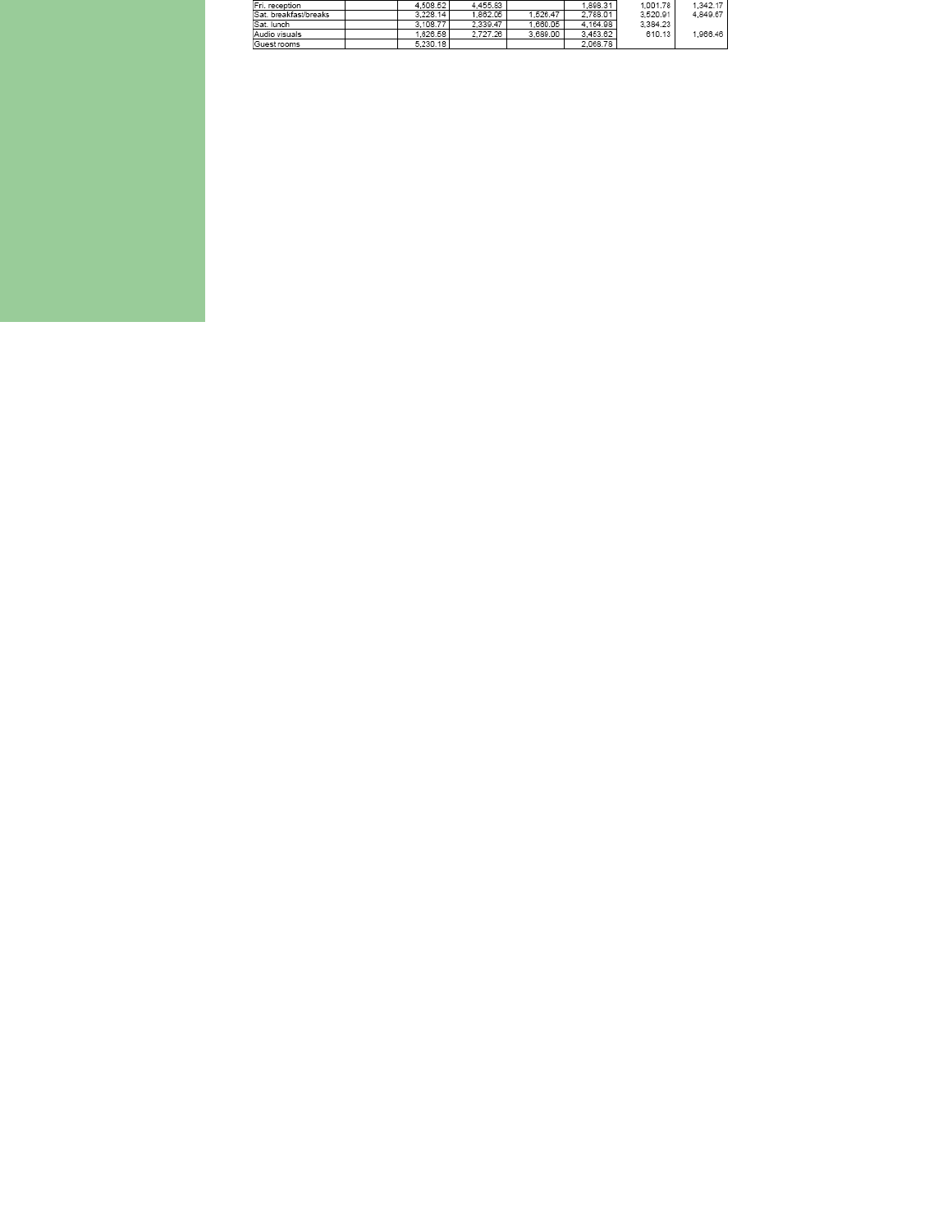| | | | | | | | |
|---|---|---|---|---|---|---|---|
| Fri. reception | | 4,508.52 | 4,455.83 | | 1,898.31 | 1,001.78 | 1,342.17 |
| Sat. breakfast/breaks | | 3,228.14 | 1,862.05 | 1,526.47 | 2,788.01 | 3,520.91 | 4,849.67 |
| Sat. lunch | | 3,108.77 | 2,339.47 | 1,680.05 | 4,164.98 | 3,384.23 | |
| Audio visuals | | 1,826.58 | 2,727.26 | 3,689.00 | 3,453.62 | 610.13 | 1,966.46 |
| Guest rooms | | 5,230.18 | | | 2,068.78 | | |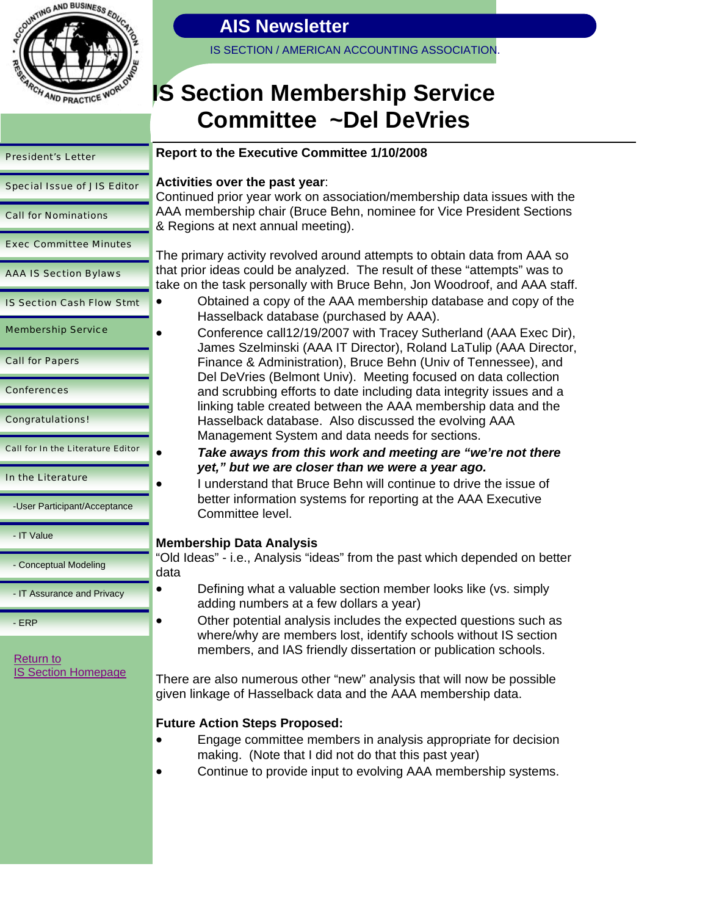# IS Section Membership Service Committee ~Del DeVries

**Report to the Executive Committee 1/10/2008**

**Activities over the past year**:
Continued prior year work on association/membership data issues with the AAA membership chair (Bruce Behn, nominee for Vice President Sections & Regions at next annual meeting).

The primary activity revolved around attempts to obtain data from AAA so that prior ideas could be analyzed. The result of these "attempts" was to take on the task personally with Bruce Behn, Jon Woodroof, and AAA staff.

- Obtained a copy of the AAA membership database and copy of the Hasselback database (purchased by AAA).
- Conference call12/19/2007 with Tracey Sutherland (AAA Exec Dir), James Szelminski (AAA IT Director), Roland LaTulip (AAA Director, Finance & Administration), Bruce Behn (Univ of Tennessee), and Del DeVries (Belmont Univ). Meeting focused on data collection and scrubbing efforts to date including data integrity issues and a linking table created between the AAA membership data and the Hasselback database. Also discussed the evolving AAA Management System and data needs for sections.
- ***Take aways from this work and meeting are "we're not there yet," but we are closer than we were a year ago.***
- I understand that Bruce Behn will continue to drive the issue of better information systems for reporting at the AAA Executive Committee level.

**Membership Data Analysis**
"Old Ideas" - i.e., Analysis "ideas" from the past which depended on better data

- Defining what a valuable section member looks like (vs. simply adding numbers at a few dollars a year)
- Other potential analysis includes the expected questions such as where/why are members lost, identify schools without IS section members, and IAS friendly dissertation or publication schools.

There are also numerous other "new" analysis that will now be possible given linkage of Hasselback data and the AAA membership data.

**Future Action Steps Proposed:**

- Engage committee members in analysis appropriate for decision making. (Note that I did not do that this past year)
- Continue to provide input to evolving AAA membership systems.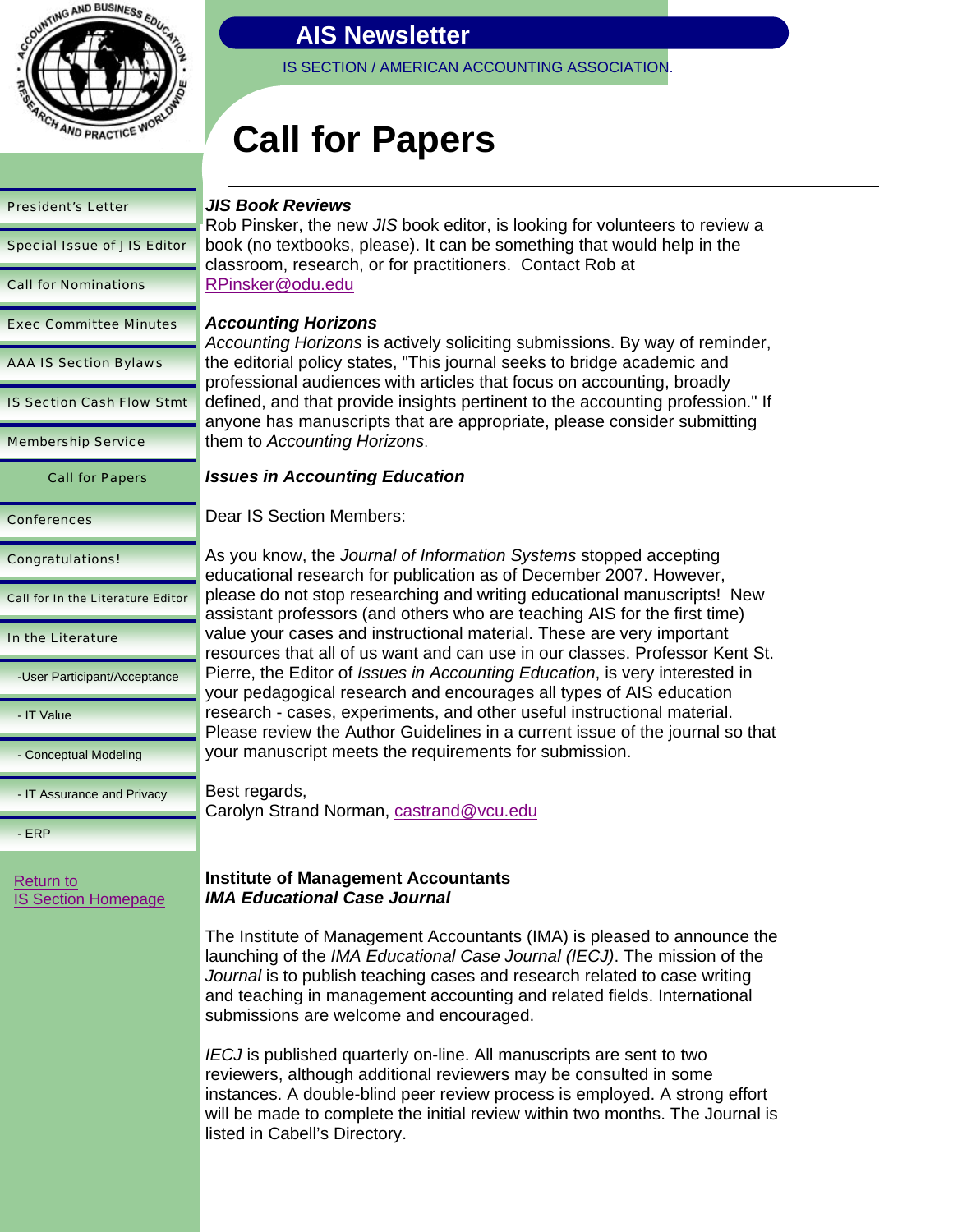# AIS Newsletter

IS SECTION / AMERICAN ACCOUNTING ASSOCIATION.

- President's Letter
- Special Issue of JIS Editor
- Call for Nominations
- Exec Committee Minutes
- AAA IS Section Bylaws
- IS Section Cash Flow Stmt
- Membership Service
- Call for Papers
- Conferences
- Congratulations!
- Call for In the Literature Editor
- In the Literature
  - -User Participant/Acceptance
  - - IT Value
  - - Conceptual Modeling
  - - IT Assurance and Privacy
  - - ERP

Return to
IS Section Homepage

# Call for Papers

***JIS Book Reviews***

Rob Pinsker, the new *JIS* book editor, is looking for volunteers to review a book (no textbooks, please). It can be something that would help in the classroom, research, or for practitioners. Contact Rob at RPinsker@odu.edu

***Accounting Horizons***

*Accounting Horizons* is actively soliciting submissions. By way of reminder, the editorial policy states, "This journal seeks to bridge academic and professional audiences with articles that focus on accounting, broadly defined, and that provide insights pertinent to the accounting profession." If anyone has manuscripts that are appropriate, please consider submitting them to *Accounting Horizons*.

***Issues in Accounting Education***

Dear IS Section Members:

As you know, the *Journal of Information Systems* stopped accepting educational research for publication as of December 2007. However, please do not stop researching and writing educational manuscripts! New assistant professors (and others who are teaching AIS for the first time) value your cases and instructional material. These are very important resources that all of us want and can use in our classes. Professor Kent St. Pierre, the Editor of *Issues in Accounting Education*, is very interested in your pedagogical research and encourages all types of AIS education research - cases, experiments, and other useful instructional material. Please review the Author Guidelines in a current issue of the journal so that your manuscript meets the requirements for submission.

Best regards,
Carolyn Strand Norman, castrand@vcu.edu

**Institute of Management Accountants**
***IMA Educational Case Journal***

The Institute of Management Accountants (IMA) is pleased to announce the launching of the *IMA Educational Case Journal (IECJ)*. The mission of the *Journal* is to publish teaching cases and research related to case writing and teaching in management accounting and related fields. International submissions are welcome and encouraged.

*IECJ* is published quarterly on-line. All manuscripts are sent to two reviewers, although additional reviewers may be consulted in some instances. A double-blind peer review process is employed. A strong effort will be made to complete the initial review within two months. The Journal is listed in Cabell's Directory.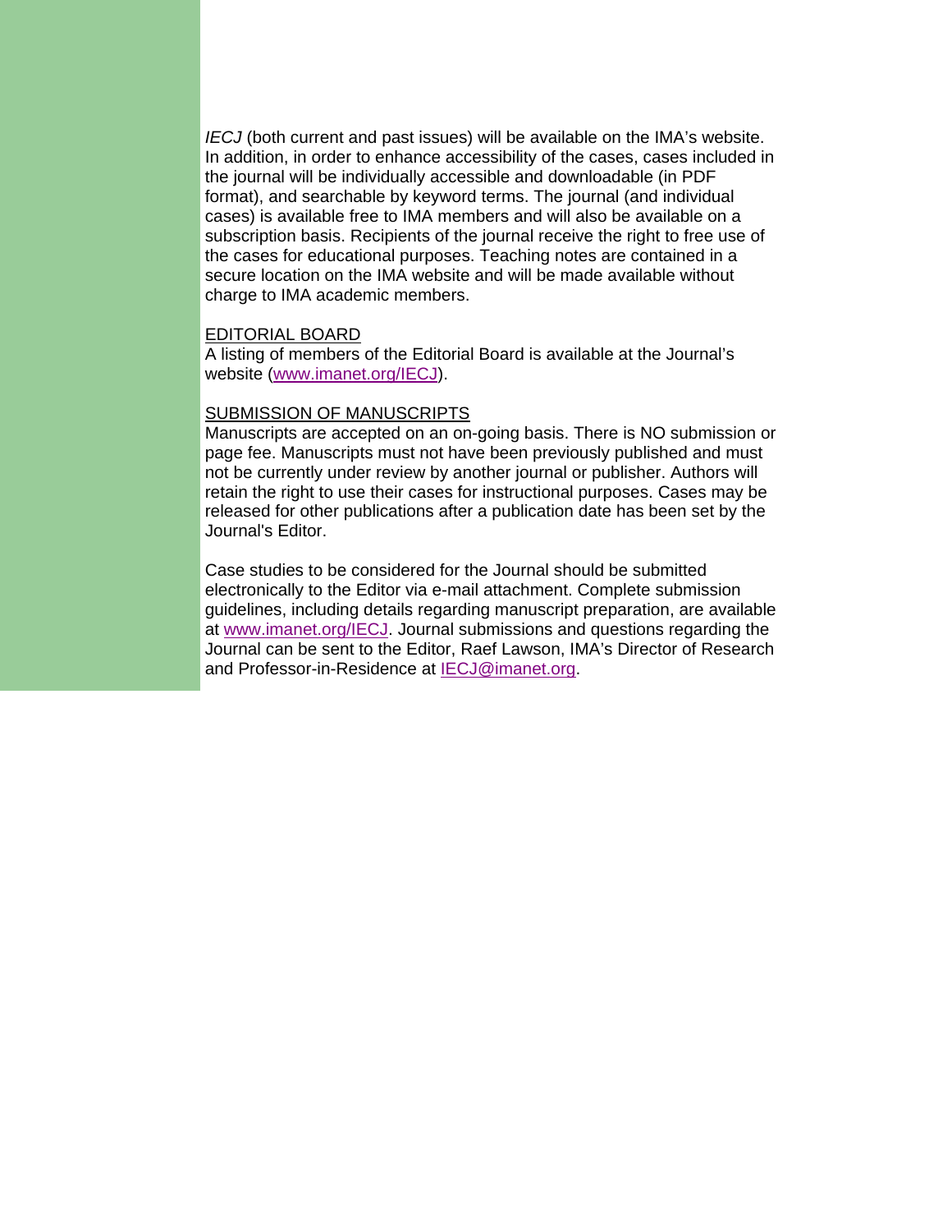*IECJ* (both current and past issues) will be available on the IMA's website. In addition, in order to enhance accessibility of the cases, cases included in the journal will be individually accessible and downloadable (in PDF format), and searchable by keyword terms. The journal (and individual cases) is available free to IMA members and will also be available on a subscription basis. Recipients of the journal receive the right to free use of the cases for educational purposes. Teaching notes are contained in a secure location on the IMA website and will be made available without charge to IMA academic members.

## EDITORIAL BOARD

A listing of members of the Editorial Board is available at the Journal's website (www.imanet.org/IECJ).

## SUBMISSION OF MANUSCRIPTS

Manuscripts are accepted on an on-going basis. There is NO submission or page fee. Manuscripts must not have been previously published and must not be currently under review by another journal or publisher. Authors will retain the right to use their cases for instructional purposes. Cases may be released for other publications after a publication date has been set by the Journal's Editor.

Case studies to be considered for the Journal should be submitted electronically to the Editor via e-mail attachment. Complete submission guidelines, including details regarding manuscript preparation, are available at www.imanet.org/IECJ. Journal submissions and questions regarding the Journal can be sent to the Editor, Raef Lawson, IMA's Director of Research and Professor-in-Residence at IECJ@imanet.org.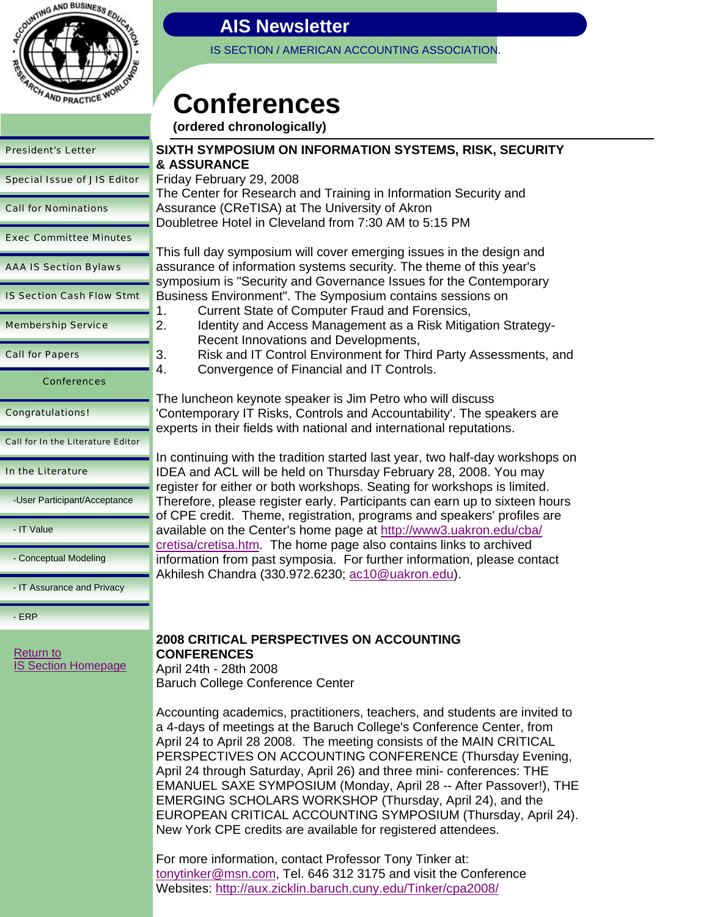# Conferences

**(ordered chronologically)**

**SIXTH SYMPOSIUM ON INFORMATION SYSTEMS, RISK, SECURITY & ASSURANCE**

Friday February 29, 2008
The Center for Research and Training in Information Security and Assurance (CReTISA) at The University of Akron
Doubletree Hotel in Cleveland from 7:30 AM to 5:15 PM

This full day symposium will cover emerging issues in the design and assurance of information systems security. The theme of this year's symposium is "Security and Governance Issues for the Contemporary Business Environment". The Symposium contains sessions on

1. Current State of Computer Fraud and Forensics,
2. Identity and Access Management as a Risk Mitigation Strategy- Recent Innovations and Developments,
3. Risk and IT Control Environment for Third Party Assessments, and
4. Convergence of Financial and IT Controls.

The luncheon keynote speaker is Jim Petro who will discuss 'Contemporary IT Risks, Controls and Accountability'. The speakers are experts in their fields with national and international reputations.

In continuing with the tradition started last year, two half-day workshops on IDEA and ACL will be held on Thursday February 28, 2008. You may register for either or both workshops. Seating for workshops is limited. Therefore, please register early. Participants can earn up to sixteen hours of CPE credit. Theme, registration, programs and speakers' profiles are available on the Center's home page at http://www3.uakron.edu/cba/cretisa/cretisa.htm. The home page also contains links to archived information from past symposia. For further information, please contact Akhilesh Chandra (330.972.6230; ac10@uakron.edu).

**2008 CRITICAL PERSPECTIVES ON ACCOUNTING CONFERENCES**

April 24th - 28th 2008
Baruch College Conference Center

Accounting academics, practitioners, teachers, and students are invited to a 4-days of meetings at the Baruch College's Conference Center, from April 24 to April 28 2008. The meeting consists of the MAIN CRITICAL PERSPECTIVES ON ACCOUNTING CONFERENCE (Thursday Evening, April 24 through Saturday, April 26) and three mini- conferences: THE EMANUEL SAXE SYMPOSIUM (Monday, April 28 -- After Passover!), THE EMERGING SCHOLARS WORKSHOP (Thursday, April 24), and the EUROPEAN CRITICAL ACCOUNTING SYMPOSIUM (Thursday, April 24). New York CPE credits are available for registered attendees.

For more information, contact Professor Tony Tinker at: tonytinker@msn.com, Tel. 646 312 3175 and visit the Conference Websites: http://aux.zicklin.baruch.cuny.edu/Tinker/cpa2008/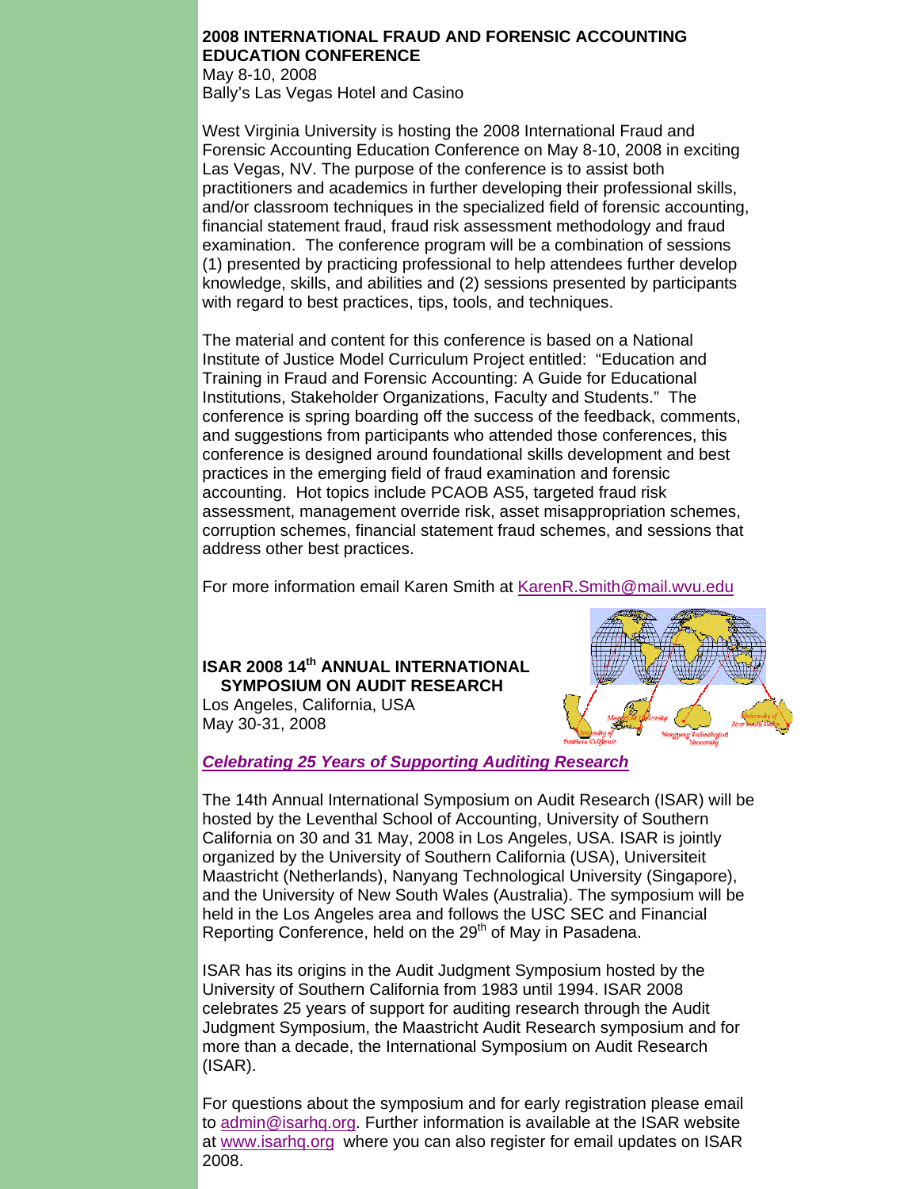**2008 INTERNATIONAL FRAUD AND FORENSIC ACCOUNTING EDUCATION CONFERENCE**
May 8-10, 2008
Bally's Las Vegas Hotel and Casino

West Virginia University is hosting the 2008 International Fraud and Forensic Accounting Education Conference on May 8-10, 2008 in exciting Las Vegas, NV. The purpose of the conference is to assist both practitioners and academics in further developing their professional skills, and/or classroom techniques in the specialized field of forensic accounting, financial statement fraud, fraud risk assessment methodology and fraud examination. The conference program will be a combination of sessions (1) presented by practicing professional to help attendees further develop knowledge, skills, and abilities and (2) sessions presented by participants with regard to best practices, tips, tools, and techniques.

The material and content for this conference is based on a National Institute of Justice Model Curriculum Project entitled: "Education and Training in Fraud and Forensic Accounting: A Guide for Educational Institutions, Stakeholder Organizations, Faculty and Students." The conference is spring boarding off the success of the feedback, comments, and suggestions from participants who attended those conferences, this conference is designed around foundational skills development and best practices in the emerging field of fraud examination and forensic accounting. Hot topics include PCAOB AS5, targeted fraud risk assessment, management override risk, asset misappropriation schemes, corruption schemes, financial statement fraud schemes, and sessions that address other best practices.

For more information email Karen Smith at KarenR.Smith@mail.wvu.edu

**ISAR 2008 14th ANNUAL INTERNATIONAL SYMPOSIUM ON AUDIT RESEARCH**
Los Angeles, California, USA
May 30-31, 2008

***Celebrating 25 Years of Supporting Auditing Research***

The 14th Annual International Symposium on Audit Research (ISAR) will be hosted by the Leventhal School of Accounting, University of Southern California on 30 and 31 May, 2008 in Los Angeles, USA. ISAR is jointly organized by the University of Southern California (USA), Universiteit Maastricht (Netherlands), Nanyang Technological University (Singapore), and the University of New South Wales (Australia). The symposium will be held in the Los Angeles area and follows the USC SEC and Financial Reporting Conference, held on the 29th of May in Pasadena.

ISAR has its origins in the Audit Judgment Symposium hosted by the University of Southern California from 1983 until 1994. ISAR 2008 celebrates 25 years of support for auditing research through the Audit Judgment Symposium, the Maastricht Audit Research symposium and for more than a decade, the International Symposium on Audit Research (ISAR).

For questions about the symposium and for early registration please email to admin@isarhq.org. Further information is available at the ISAR website at www.isarhq.org where you can also register for email updates on ISAR 2008.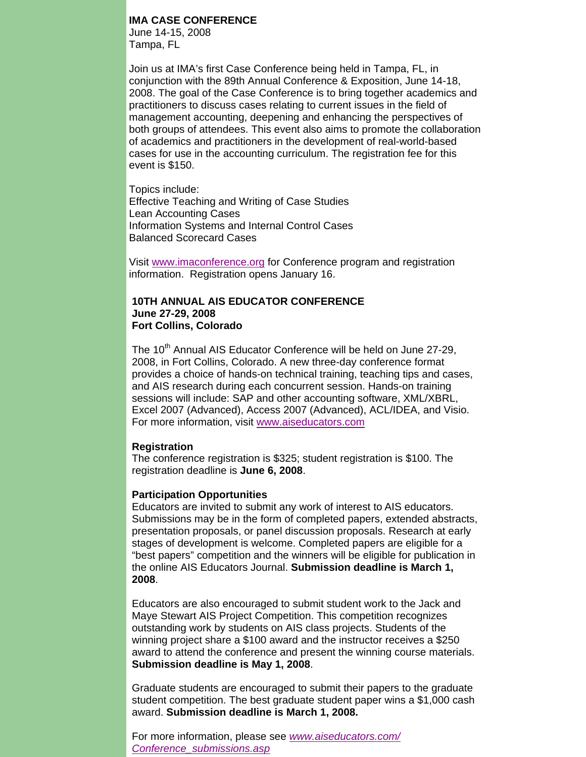## IMA CASE CONFERENCE

June 14-15, 2008
Tampa, FL

Join us at IMA's first Case Conference being held in Tampa, FL, in conjunction with the 89th Annual Conference & Exposition, June 14-18, 2008. The goal of the Case Conference is to bring together academics and practitioners to discuss cases relating to current issues in the field of management accounting, deepening and enhancing the perspectives of both groups of attendees. This event also aims to promote the collaboration of academics and practitioners in the development of real-world-based cases for use in the accounting curriculum. The registration fee for this event is $150.

Topics include:
Effective Teaching and Writing of Case Studies
Lean Accounting Cases
Information Systems and Internal Control Cases
Balanced Scorecard Cases

Visit www.imaconference.org for Conference program and registration information. Registration opens January 16.

## 10TH ANNUAL AIS EDUCATOR CONFERENCE

**June 27-29, 2008**
**Fort Collins, Colorado**

The 10th Annual AIS Educator Conference will be held on June 27-29, 2008, in Fort Collins, Colorado. A new three-day conference format provides a choice of hands-on technical training, teaching tips and cases, and AIS research during each concurrent session. Hands-on training sessions will include: SAP and other accounting software, XML/XBRL, Excel 2007 (Advanced), Access 2007 (Advanced), ACL/IDEA, and Visio. For more information, visit www.aiseducators.com

### Registration

The conference registration is $325; student registration is $100. The registration deadline is **June 6, 2008**.

### Participation Opportunities

Educators are invited to submit any work of interest to AIS educators. Submissions may be in the form of completed papers, extended abstracts, presentation proposals, or panel discussion proposals. Research at early stages of development is welcome. Completed papers are eligible for a "best papers" competition and the winners will be eligible for publication in the online AIS Educators Journal. **Submission deadline is March 1, 2008**.

Educators are also encouraged to submit student work to the Jack and Maye Stewart AIS Project Competition. This competition recognizes outstanding work by students on AIS class projects. Students of the winning project share a $100 award and the instructor receives a $250 award to attend the conference and present the winning course materials. **Submission deadline is May 1, 2008**.

Graduate students are encouraged to submit their papers to the graduate student competition. The best graduate student paper wins a $1,000 cash award. **Submission deadline is March 1, 2008.**

For more information, please see *www.aiseducators.com/Conference_submissions.asp*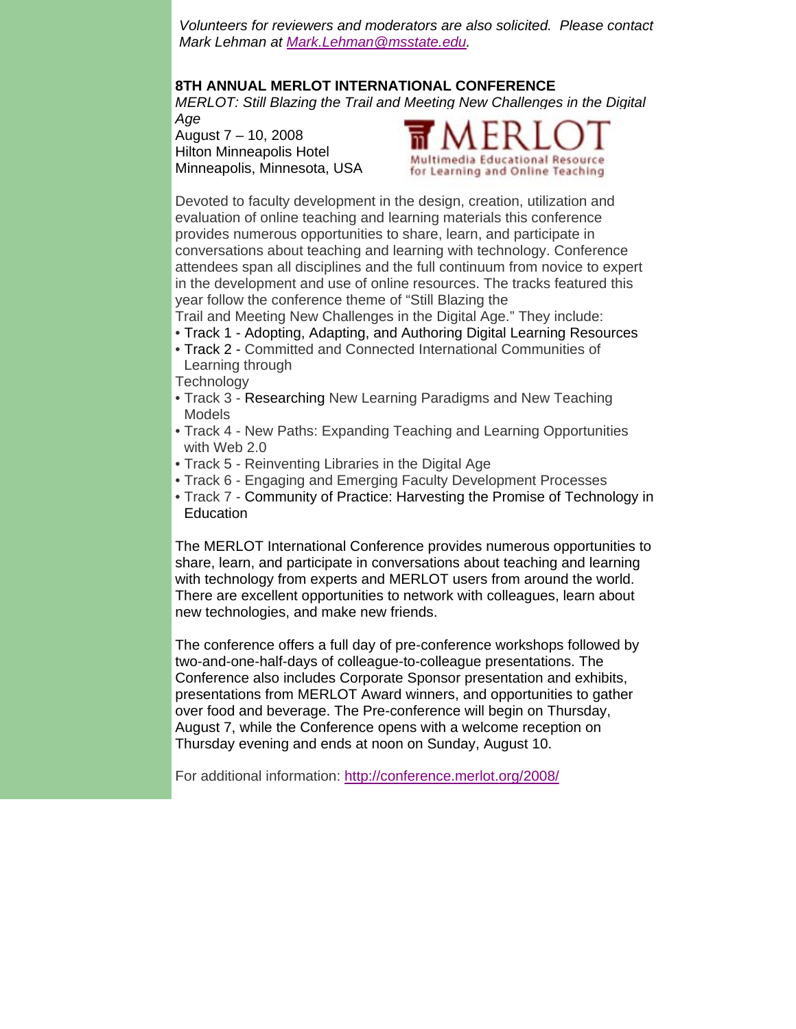*Volunteers for reviewers and moderators are also solicited. Please contact Mark Lehman at [Mark.Lehman@msstate.edu](mailto:Mark.Lehman@msstate.edu).*

**8TH ANNUAL MERLOT INTERNATIONAL CONFERENCE**

*MERLOT: Still Blazing the Trail and Meeting New Challenges in the Digital Age*

August 7 – 10, 2008
Hilton Minneapolis Hotel
Minneapolis, Minnesota, USA

MERLOT
Multimedia Educational Resource for Learning and Online Teaching

Devoted to faculty development in the design, creation, utilization and evaluation of online teaching and learning materials this conference provides numerous opportunities to share, learn, and participate in conversations about teaching and learning with technology. Conference attendees span all disciplines and the full continuum from novice to expert in the development and use of online resources. The tracks featured this year follow the conference theme of "Still Blazing the Trail and Meeting New Challenges in the Digital Age." They include:

- Track 1 - Adopting, Adapting, and Authoring Digital Learning Resources
- Track 2 - Committed and Connected International Communities of Learning through Technology
- Track 3 - Researching New Learning Paradigms and New Teaching Models
- Track 4 - New Paths: Expanding Teaching and Learning Opportunities with Web 2.0
- Track 5 - Reinventing Libraries in the Digital Age
- Track 6 - Engaging and Emerging Faculty Development Processes
- Track 7 - Community of Practice: Harvesting the Promise of Technology in Education

The MERLOT International Conference provides numerous opportunities to share, learn, and participate in conversations about teaching and learning with technology from experts and MERLOT users from around the world. There are excellent opportunities to network with colleagues, learn about new technologies, and make new friends.

The conference offers a full day of pre-conference workshops followed by two-and-one-half-days of colleague-to-colleague presentations. The Conference also includes Corporate Sponsor presentation and exhibits, presentations from MERLOT Award winners, and opportunities to gather over food and beverage. The Pre-conference will begin on Thursday, August 7, while the Conference opens with a welcome reception on Thursday evening and ends at noon on Sunday, August 10.

For additional information: [http://conference.merlot.org/2008/](http://conference.merlot.org/2008/)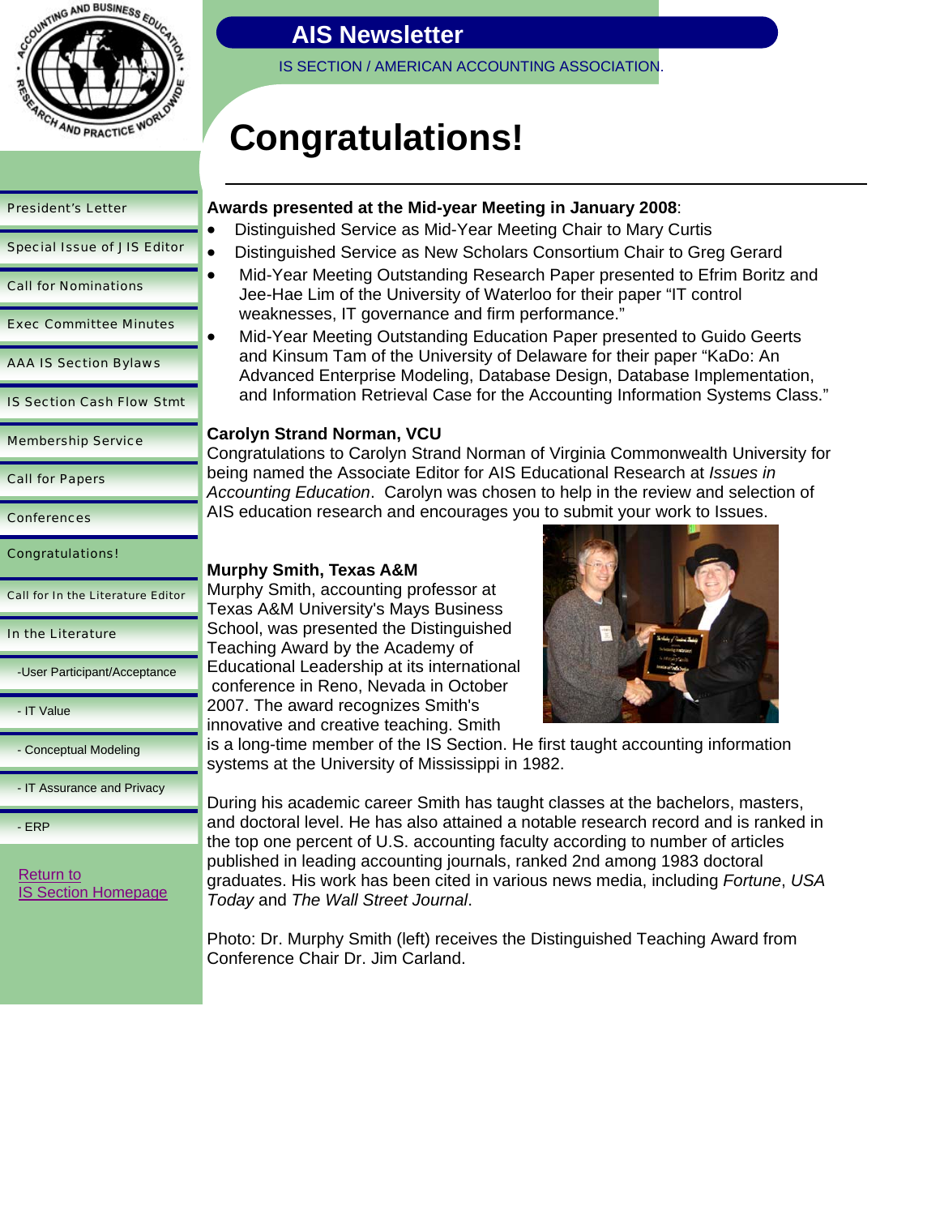# AIS Newsletter

IS SECTION / AMERICAN ACCOUNTING ASSOCIATION.

- President's Letter
- Special Issue of J IS Editor
- Call for Nominations
- Exec Committee Minutes
- AAA IS Section Bylaws
- IS Section Cash Flow Stmt
- Membership Service
- Call for Papers
- Conferences
- Congratulations!
- Call for In the Literature Editor
- In the Literature
  - -User Participant/Acceptance
  - - IT Value
  - - Conceptual Modeling
  - - IT Assurance and Privacy
  - - ERP

Return to IS Section Homepage

# Congratulations!

**Awards presented at the Mid-year Meeting in January 2008**:

- Distinguished Service as Mid-Year Meeting Chair to Mary Curtis
- Distinguished Service as New Scholars Consortium Chair to Greg Gerard
- Mid-Year Meeting Outstanding Research Paper presented to Efrim Boritz and Jee-Hae Lim of the University of Waterloo for their paper "IT control weaknesses, IT governance and firm performance."
- Mid-Year Meeting Outstanding Education Paper presented to Guido Geerts and Kinsum Tam of the University of Delaware for their paper "KaDo: An Advanced Enterprise Modeling, Database Design, Database Implementation, and Information Retrieval Case for the Accounting Information Systems Class."

**Carolyn Strand Norman, VCU**

Congratulations to Carolyn Strand Norman of Virginia Commonwealth University for being named the Associate Editor for AIS Educational Research at *Issues in Accounting Education*. Carolyn was chosen to help in the review and selection of AIS education research and encourages you to submit your work to Issues.

**Murphy Smith, Texas A&M**

Murphy Smith, accounting professor at Texas A&M University's Mays Business School, was presented the Distinguished Teaching Award by the Academy of Educational Leadership at its international conference in Reno, Nevada in October 2007. The award recognizes Smith's innovative and creative teaching. Smith is a long-time member of the IS Section. He first taught accounting information systems at the University of Mississippi in 1982.

During his academic career Smith has taught classes at the bachelors, masters, and doctoral level. He has also attained a notable research record and is ranked in the top one percent of U.S. accounting faculty according to number of articles published in leading accounting journals, ranked 2nd among 1983 doctoral graduates. His work has been cited in various news media, including *Fortune*, *USA Today* and *The Wall Street Journal*.

Photo: Dr. Murphy Smith (left) receives the Distinguished Teaching Award from Conference Chair Dr. Jim Carland.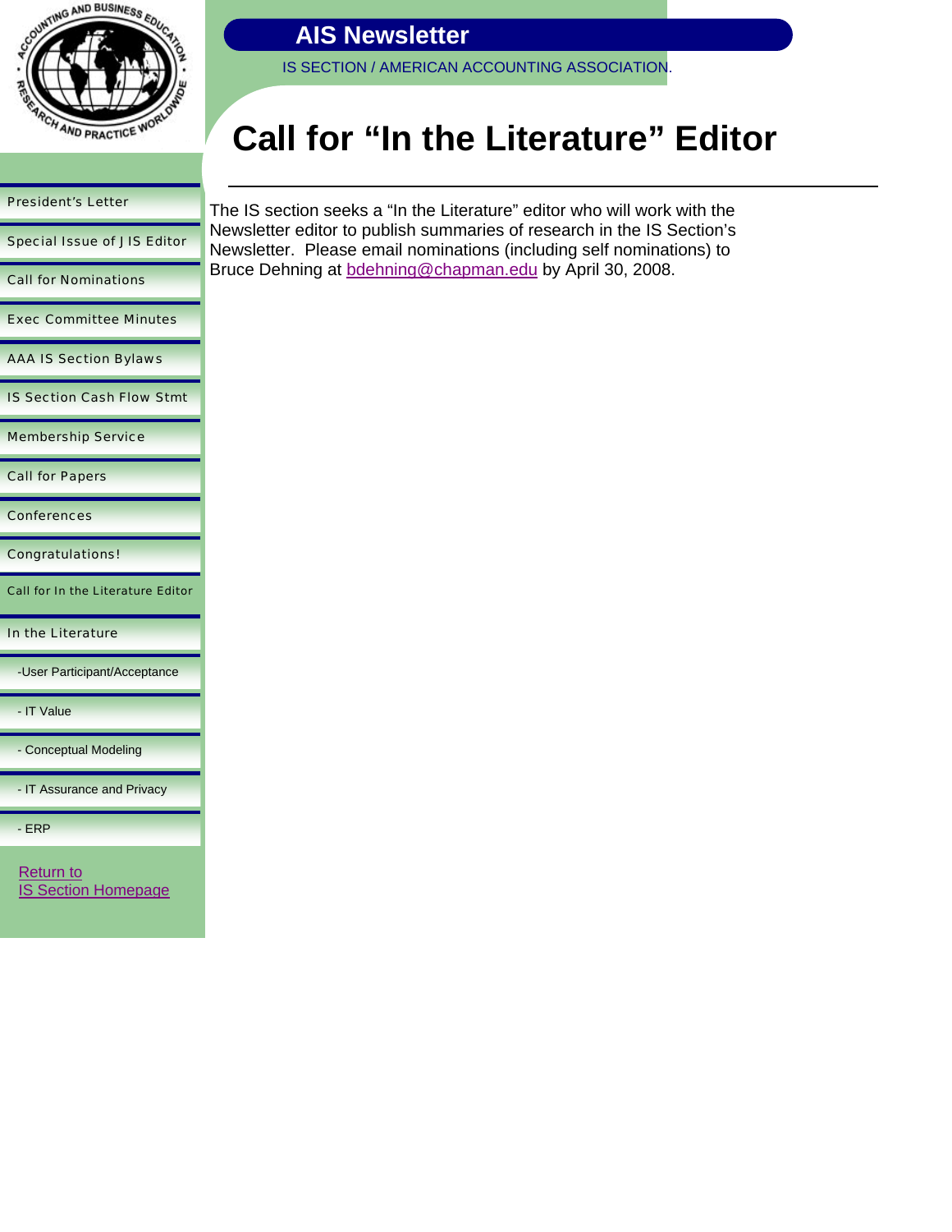# Call for "In the Literature" Editor

The IS section seeks a "In the Literature" editor who will work with the Newsletter editor to publish summaries of research in the IS Section's Newsletter. Please email nominations (including self nominations) to Bruce Dehning at bdehning@chapman.edu by April 30, 2008.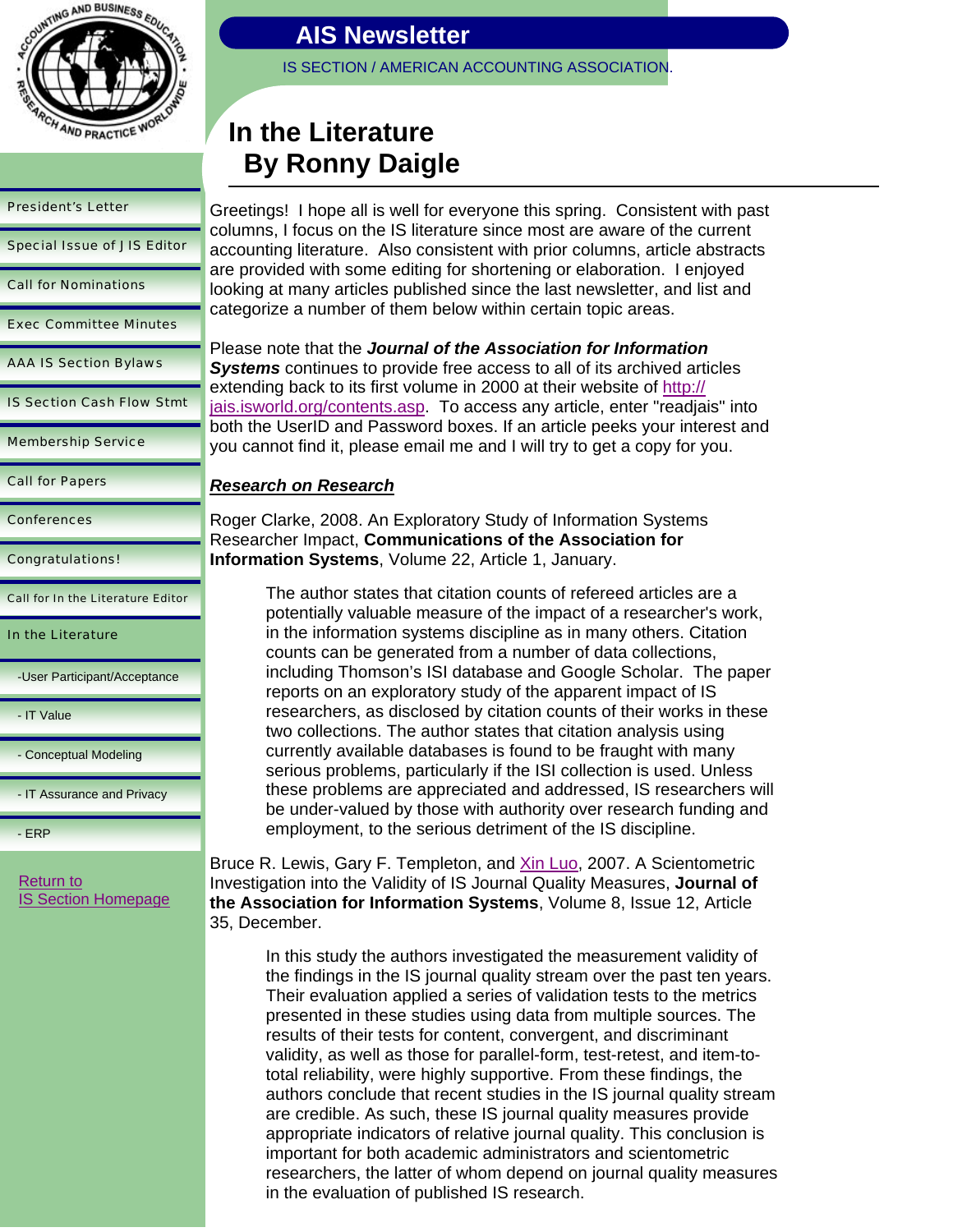# AIS Newsletter

IS SECTION / AMERICAN ACCOUNTING ASSOCIATION.

- President's Letter
- Special Issue of JIS Editor
- Call for Nominations
- Exec Committee Minutes
- AAA IS Section Bylaws
- IS Section Cash Flow Stmt
- Membership Service
- Call for Papers
- Conferences
- Congratulations!
- Call for In the Literature Editor
- In the Literature
  - -User Participant/Acceptance
  - - IT Value
  - - Conceptual Modeling
  - - IT Assurance and Privacy
  - - ERP

Return to IS Section Homepage

## In the Literature
## By Ronny Daigle

Greetings! I hope all is well for everyone this spring. Consistent with past columns, I focus on the IS literature since most are aware of the current accounting literature. Also consistent with prior columns, article abstracts are provided with some editing for shortening or elaboration. I enjoyed looking at many articles published since the last newsletter, and list and categorize a number of them below within certain topic areas.

Please note that the ***Journal of the Association for Information Systems*** continues to provide free access to all of its archived articles extending back to its first volume in 2000 at their website of http://jais.isworld.org/contents.asp. To access any article, enter "readjais" into both the UserID and Password boxes. If an article peeks your interest and you cannot find it, please email me and I will try to get a copy for you.

***Research on Research***

Roger Clarke, 2008. An Exploratory Study of Information Systems Researcher Impact, **Communications of the Association for Information Systems**, Volume 22, Article 1, January.

> The author states that citation counts of refereed articles are a potentially valuable measure of the impact of a researcher's work, in the information systems discipline as in many others. Citation counts can be generated from a number of data collections, including Thomson's ISI database and Google Scholar. The paper reports on an exploratory study of the apparent impact of IS researchers, as disclosed by citation counts of their works in these two collections. The author states that citation analysis using currently available databases is found to be fraught with many serious problems, particularly if the ISI collection is used. Unless these problems are appreciated and addressed, IS researchers will be under-valued by those with authority over research funding and employment, to the serious detriment of the IS discipline.

Bruce R. Lewis, Gary F. Templeton, and Xin Luo, 2007. A Scientometric Investigation into the Validity of IS Journal Quality Measures, **Journal of the Association for Information Systems**, Volume 8, Issue 12, Article 35, December.

> In this study the authors investigated the measurement validity of the findings in the IS journal quality stream over the past ten years. Their evaluation applied a series of validation tests to the metrics presented in these studies using data from multiple sources. The results of their tests for content, convergent, and discriminant validity, as well as those for parallel-form, test-retest, and item-to-total reliability, were highly supportive. From these findings, the authors conclude that recent studies in the IS journal quality stream are credible. As such, these IS journal quality measures provide appropriate indicators of relative journal quality. This conclusion is important for both academic administrators and scientometric researchers, the latter of whom depend on journal quality measures in the evaluation of published IS research.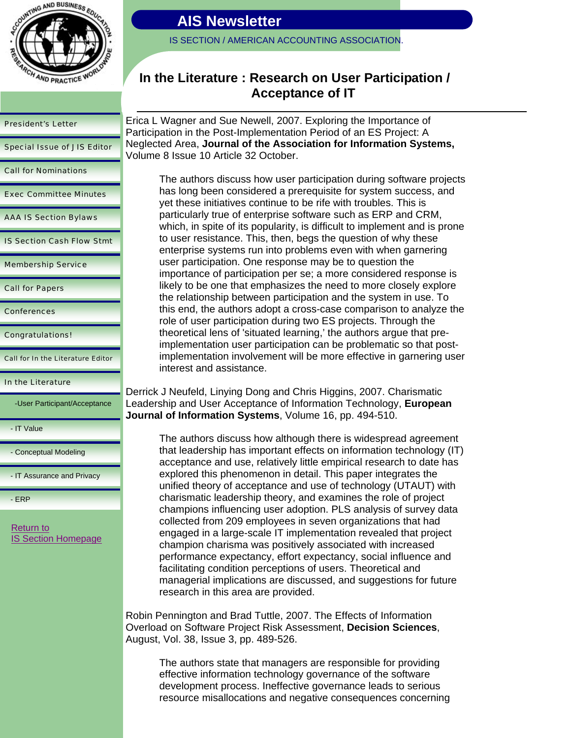# AIS Newsletter

IS SECTION / AMERICAN ACCOUNTING ASSOCIATION.

- President's Letter
- Special Issue of JIS Editor
- Call for Nominations
- Exec Committee Minutes
- AAA IS Section Bylaws
- IS Section Cash Flow Stmt
- Membership Service
- Call for Papers
- Conferences
- Congratulations!
- Call for In the Literature Editor
- In the Literature
  - -User Participant/Acceptance
  - - IT Value
  - - Conceptual Modeling
  - - IT Assurance and Privacy
  - - ERP

Return to IS Section Homepage

## In the Literature : Research on User Participation / Acceptance of IT

Erica L Wagner and Sue Newell, 2007. Exploring the Importance of Participation in the Post-Implementation Period of an ES Project: A Neglected Area, **Journal of the Association for Information Systems,** Volume 8 Issue 10 Article 32 October.

> The authors discuss how user participation during software projects has long been considered a prerequisite for system success, and yet these initiatives continue to be rife with troubles. This is particularly true of enterprise software such as ERP and CRM, which, in spite of its popularity, is difficult to implement and is prone to user resistance. This, then, begs the question of why these enterprise systems run into problems even with when garnering user participation. One response may be to question the importance of participation per se; a more considered response is likely to be one that emphasizes the need to more closely explore the relationship between participation and the system in use. To this end, the authors adopt a cross-case comparison to analyze the role of user participation during two ES projects. Through the theoretical lens of 'situated learning,' the authors argue that pre-implementation user participation can be problematic so that post-implementation involvement will be more effective in garnering user interest and assistance.

Derrick J Neufeld, Linying Dong and Chris Higgins, 2007. Charismatic Leadership and User Acceptance of Information Technology, **European Journal of Information Systems**, Volume 16, pp. 494-510.

> The authors discuss how although there is widespread agreement that leadership has important effects on information technology (IT) acceptance and use, relatively little empirical research to date has explored this phenomenon in detail. This paper integrates the unified theory of acceptance and use of technology (UTAUT) with charismatic leadership theory, and examines the role of project champions influencing user adoption. PLS analysis of survey data collected from 209 employees in seven organizations that had engaged in a large-scale IT implementation revealed that project champion charisma was positively associated with increased performance expectancy, effort expectancy, social influence and facilitating condition perceptions of users. Theoretical and managerial implications are discussed, and suggestions for future research in this area are provided.

Robin Pennington and Brad Tuttle, 2007. The Effects of Information Overload on Software Project Risk Assessment, **Decision Sciences**, August, Vol. 38, Issue 3, pp. 489-526.

> The authors state that managers are responsible for providing effective information technology governance of the software development process. Ineffective governance leads to serious resource misallocations and negative consequences concerning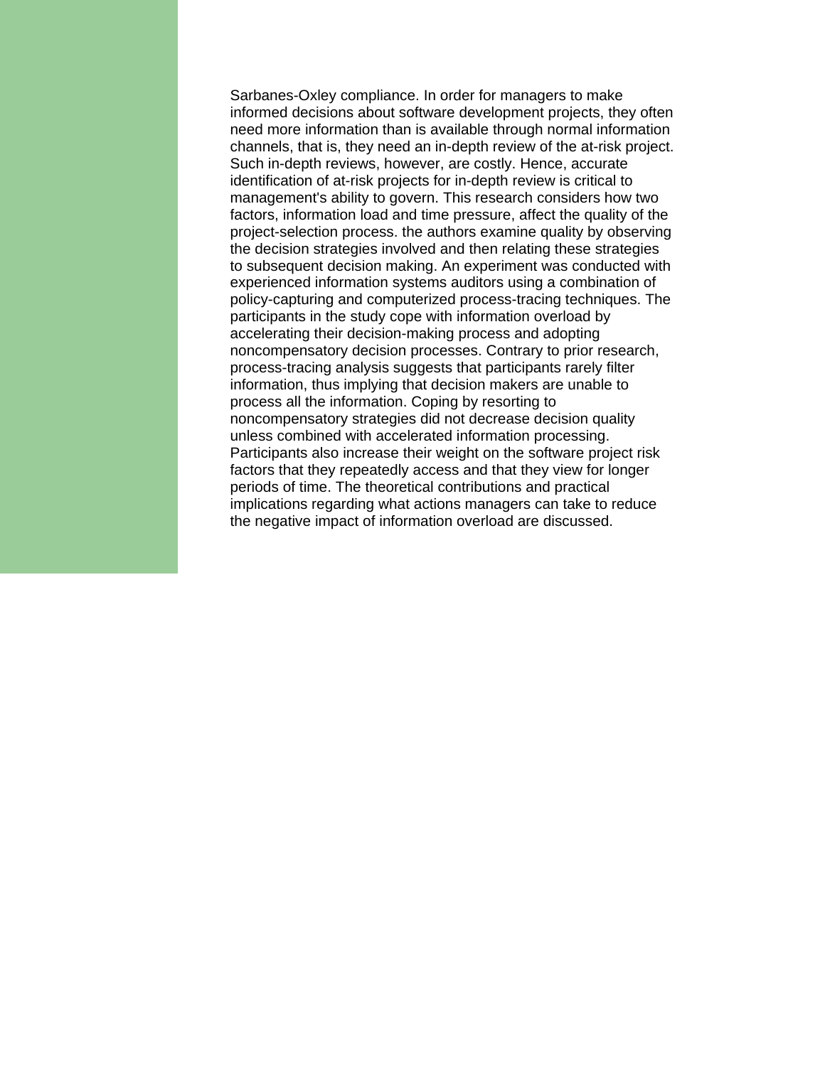Sarbanes-Oxley compliance. In order for managers to make informed decisions about software development projects, they often need more information than is available through normal information channels, that is, they need an in-depth review of the at-risk project. Such in-depth reviews, however, are costly. Hence, accurate identification of at-risk projects for in-depth review is critical to management's ability to govern. This research considers how two factors, information load and time pressure, affect the quality of the project-selection process. the authors examine quality by observing the decision strategies involved and then relating these strategies to subsequent decision making. An experiment was conducted with experienced information systems auditors using a combination of policy-capturing and computerized process-tracing techniques. The participants in the study cope with information overload by accelerating their decision-making process and adopting noncompensatory decision processes. Contrary to prior research, process-tracing analysis suggests that participants rarely filter information, thus implying that decision makers are unable to process all the information. Coping by resorting to noncompensatory strategies did not decrease decision quality unless combined with accelerated information processing. Participants also increase their weight on the software project risk factors that they repeatedly access and that they view for longer periods of time. The theoretical contributions and practical implications regarding what actions managers can take to reduce the negative impact of information overload are discussed.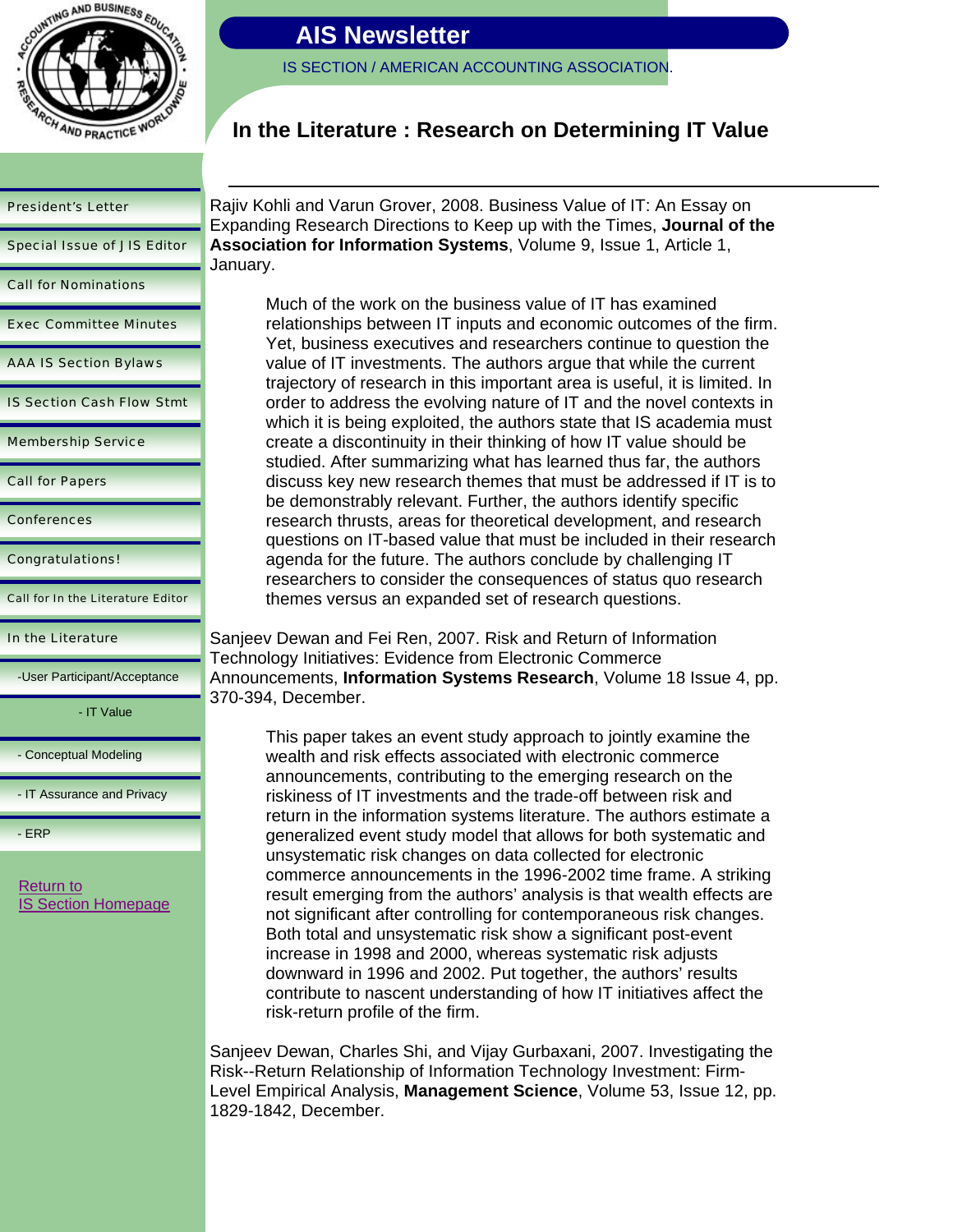# AIS Newsletter

IS SECTION / AMERICAN ACCOUNTING ASSOCIATION.

## In the Literature : Research on Determining IT Value

- President's Letter
- Special Issue of JIS Editor
- Call for Nominations
- Exec Committee Minutes
- AAA IS Section Bylaws
- IS Section Cash Flow Stmt
- Membership Service
- Call for Papers
- Conferences
- Congratulations!
- Call for In the Literature Editor
- In the Literature
  - -User Participant/Acceptance
  - - IT Value
  - - Conceptual Modeling
  - - IT Assurance and Privacy
  - - ERP

Return to IS Section Homepage

---

Rajiv Kohli and Varun Grover, 2008. Business Value of IT: An Essay on Expanding Research Directions to Keep up with the Times, **Journal of the Association for Information Systems**, Volume 9, Issue 1, Article 1, January.

> Much of the work on the business value of IT has examined relationships between IT inputs and economic outcomes of the firm. Yet, business executives and researchers continue to question the value of IT investments. The authors argue that while the current trajectory of research in this important area is useful, it is limited. In order to address the evolving nature of IT and the novel contexts in which it is being exploited, the authors state that IS academia must create a discontinuity in their thinking of how IT value should be studied. After summarizing what has learned thus far, the authors discuss key new research themes that must be addressed if IT is to be demonstrably relevant. Further, the authors identify specific research thrusts, areas for theoretical development, and research questions on IT-based value that must be included in their research agenda for the future. The authors conclude by challenging IT researchers to consider the consequences of status quo research themes versus an expanded set of research questions.

Sanjeev Dewan and Fei Ren, 2007. Risk and Return of Information Technology Initiatives: Evidence from Electronic Commerce Announcements, **Information Systems Research**, Volume 18 Issue 4, pp. 370-394, December.

> This paper takes an event study approach to jointly examine the wealth and risk effects associated with electronic commerce announcements, contributing to the emerging research on the riskiness of IT investments and the trade-off between risk and return in the information systems literature. The authors estimate a generalized event study model that allows for both systematic and unsystematic risk changes on data collected for electronic commerce announcements in the 1996-2002 time frame. A striking result emerging from the authors' analysis is that wealth effects are not significant after controlling for contemporaneous risk changes. Both total and unsystematic risk show a significant post-event increase in 1998 and 2000, whereas systematic risk adjusts downward in 1996 and 2002. Put together, the authors' results contribute to nascent understanding of how IT initiatives affect the risk-return profile of the firm.

Sanjeev Dewan, Charles Shi, and Vijay Gurbaxani, 2007. Investigating the Risk--Return Relationship of Information Technology Investment: Firm-Level Empirical Analysis, **Management Science**, Volume 53, Issue 12, pp. 1829-1842, December.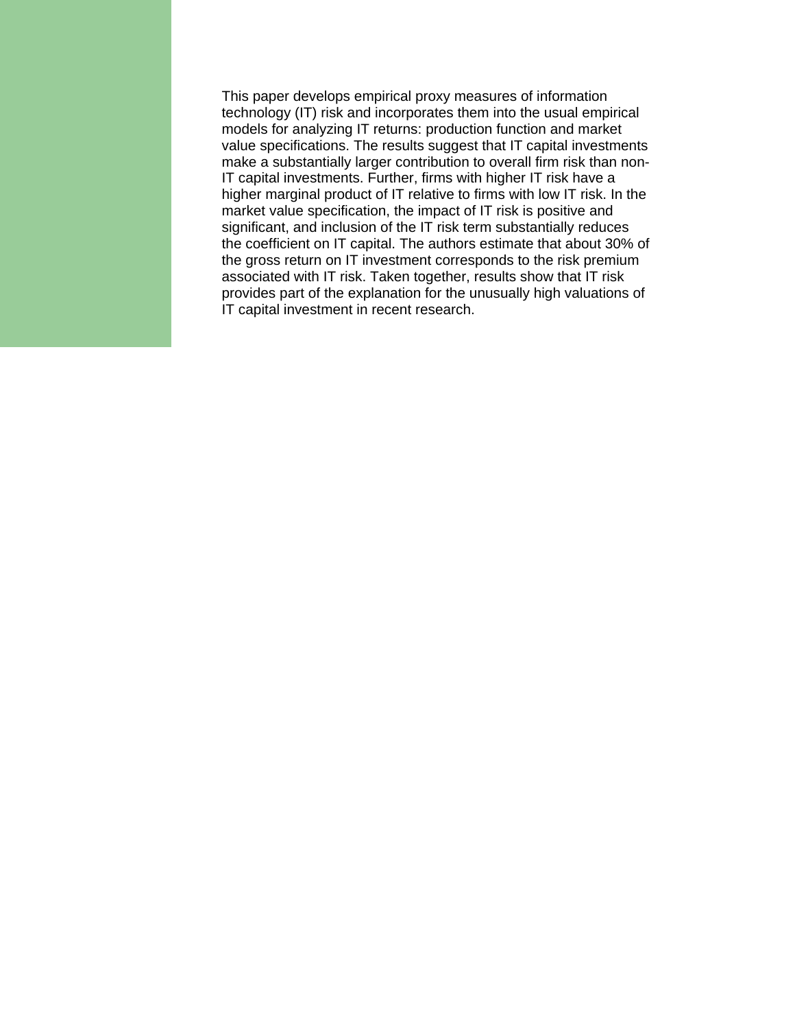This paper develops empirical proxy measures of information technology (IT) risk and incorporates them into the usual empirical models for analyzing IT returns: production function and market value specifications. The results suggest that IT capital investments make a substantially larger contribution to overall firm risk than non-IT capital investments. Further, firms with higher IT risk have a higher marginal product of IT relative to firms with low IT risk. In the market value specification, the impact of IT risk is positive and significant, and inclusion of the IT risk term substantially reduces the coefficient on IT capital. The authors estimate that about 30% of the gross return on IT investment corresponds to the risk premium associated with IT risk. Taken together, results show that IT risk provides part of the explanation for the unusually high valuations of IT capital investment in recent research.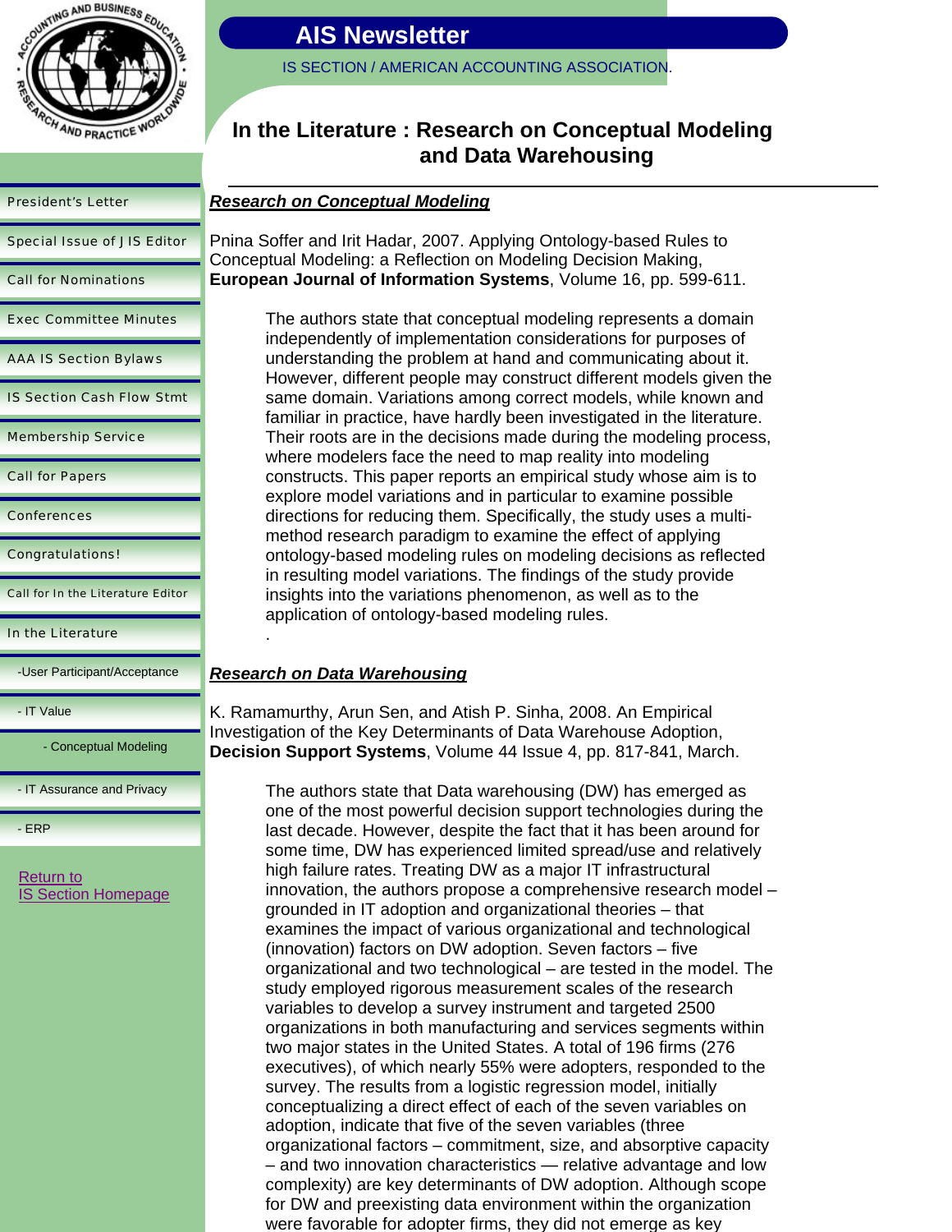# AIS Newsletter

IS SECTION / AMERICAN ACCOUNTING ASSOCIATION.

- President's Letter
- Special Issue of JIS Editor
- Call for Nominations
- Exec Committee Minutes
- AAA IS Section Bylaws
- IS Section Cash Flow Stmt
- Membership Service
- Call for Papers
- Conferences
- Congratulations!
- Call for In the Literature Editor
- In the Literature
  - -User Participant/Acceptance
  - - IT Value
  - - Conceptual Modeling
  - - IT Assurance and Privacy
  - - ERP

Return to IS Section Homepage

## In the Literature : Research on Conceptual Modeling and Data Warehousing

### ***Research on Conceptual Modeling***

Pnina Soffer and Irit Hadar, 2007. Applying Ontology-based Rules to Conceptual Modeling: a Reflection on Modeling Decision Making, **European Journal of Information Systems**, Volume 16, pp. 599-611.

> The authors state that conceptual modeling represents a domain independently of implementation considerations for purposes of understanding the problem at hand and communicating about it. However, different people may construct different models given the same domain. Variations among correct models, while known and familiar in practice, have hardly been investigated in the literature. Their roots are in the decisions made during the modeling process, where modelers face the need to map reality into modeling constructs. This paper reports an empirical study whose aim is to explore model variations and in particular to examine possible directions for reducing them. Specifically, the study uses a multi-method research paradigm to examine the effect of applying ontology-based modeling rules on modeling decisions as reflected in resulting model variations. The findings of the study provide insights into the variations phenomenon, as well as to the application of ontology-based modeling rules.
> .

### ***Research on Data Warehousing***

K. Ramamurthy, Arun Sen, and Atish P. Sinha, 2008. An Empirical Investigation of the Key Determinants of Data Warehouse Adoption, **Decision Support Systems**, Volume 44 Issue 4, pp. 817-841, March.

> The authors state that Data warehousing (DW) has emerged as one of the most powerful decision support technologies during the last decade. However, despite the fact that it has been around for some time, DW has experienced limited spread/use and relatively high failure rates. Treating DW as a major IT infrastructural innovation, the authors propose a comprehensive research model – grounded in IT adoption and organizational theories – that examines the impact of various organizational and technological (innovation) factors on DW adoption. Seven factors – five organizational and two technological – are tested in the model. The study employed rigorous measurement scales of the research variables to develop a survey instrument and targeted 2500 organizations in both manufacturing and services segments within two major states in the United States. A total of 196 firms (276 executives), of which nearly 55% were adopters, responded to the survey. The results from a logistic regression model, initially conceptualizing a direct effect of each of the seven variables on adoption, indicate that five of the seven variables (three organizational factors – commitment, size, and absorptive capacity – and two innovation characteristics — relative advantage and low complexity) are key determinants of DW adoption. Although scope for DW and preexisting data environment within the organization were favorable for adopter firms, they did not emerge as key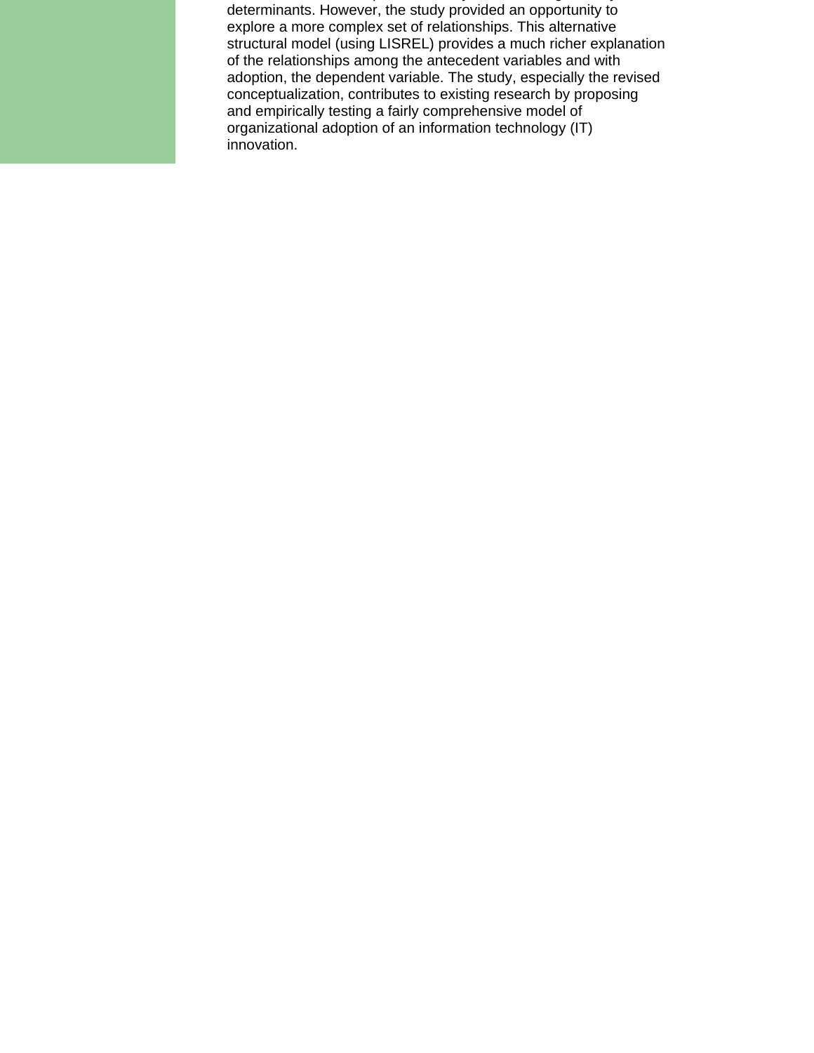determinants. However, the study provided an opportunity to explore a more complex set of relationships. This alternative structural model (using LISREL) provides a much richer explanation of the relationships among the antecedent variables and with adoption, the dependent variable. The study, especially the revised conceptualization, contributes to existing research by proposing and empirically testing a fairly comprehensive model of organizational adoption of an information technology (IT) innovation.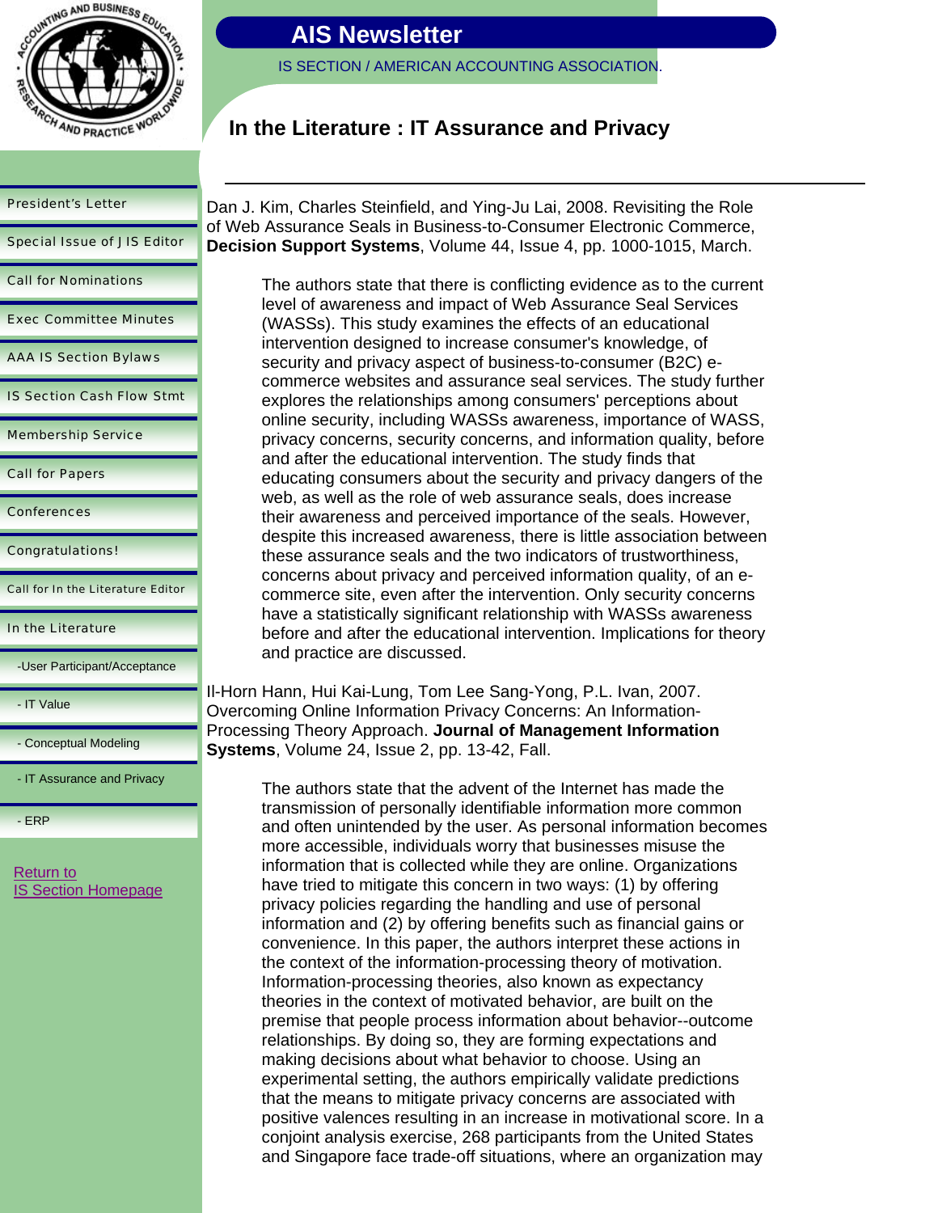# AIS Newsletter

IS SECTION / AMERICAN ACCOUNTING ASSOCIATION.

## In the Literature : IT Assurance and Privacy

- President's Letter
- Special Issue of JIS Editor
- Call for Nominations
- Exec Committee Minutes
- AAA IS Section Bylaws
- IS Section Cash Flow Stmt
- Membership Service
- Call for Papers
- Conferences
- Congratulations!
- Call for In the Literature Editor
- In the Literature
  - -User Participant/Acceptance
  - - IT Value
  - - Conceptual Modeling
  - - IT Assurance and Privacy
  - - ERP

Return to
IS Section Homepage

---

Dan J. Kim, Charles Steinfield, and Ying-Ju Lai, 2008. Revisiting the Role of Web Assurance Seals in Business-to-Consumer Electronic Commerce, **Decision Support Systems**, Volume 44, Issue 4, pp. 1000-1015, March.

> The authors state that there is conflicting evidence as to the current level of awareness and impact of Web Assurance Seal Services (WASSs). This study examines the effects of an educational intervention designed to increase consumer's knowledge, of security and privacy aspect of business-to-consumer (B2C) e-commerce websites and assurance seal services. The study further explores the relationships among consumers' perceptions about online security, including WASSs awareness, importance of WASS, privacy concerns, security concerns, and information quality, before and after the educational intervention. The study finds that educating consumers about the security and privacy dangers of the web, as well as the role of web assurance seals, does increase their awareness and perceived importance of the seals. However, despite this increased awareness, there is little association between these assurance seals and the two indicators of trustworthiness, concerns about privacy and perceived information quality, of an e-commerce site, even after the intervention. Only security concerns have a statistically significant relationship with WASSs awareness before and after the educational intervention. Implications for theory and practice are discussed.

Il-Horn Hann, Hui Kai-Lung, Tom Lee Sang-Yong, P.L. Ivan, 2007. Overcoming Online Information Privacy Concerns: An Information-Processing Theory Approach. **Journal of Management Information Systems**, Volume 24, Issue 2, pp. 13-42, Fall.

> The authors state that the advent of the Internet has made the transmission of personally identifiable information more common and often unintended by the user. As personal information becomes more accessible, individuals worry that businesses misuse the information that is collected while they are online. Organizations have tried to mitigate this concern in two ways: (1) by offering privacy policies regarding the handling and use of personal information and (2) by offering benefits such as financial gains or convenience. In this paper, the authors interpret these actions in the context of the information-processing theory of motivation. Information-processing theories, also known as expectancy theories in the context of motivated behavior, are built on the premise that people process information about behavior--outcome relationships. By doing so, they are forming expectations and making decisions about what behavior to choose. Using an experimental setting, the authors empirically validate predictions that the means to mitigate privacy concerns are associated with positive valences resulting in an increase in motivational score. In a conjoint analysis exercise, 268 participants from the United States and Singapore face trade-off situations, where an organization may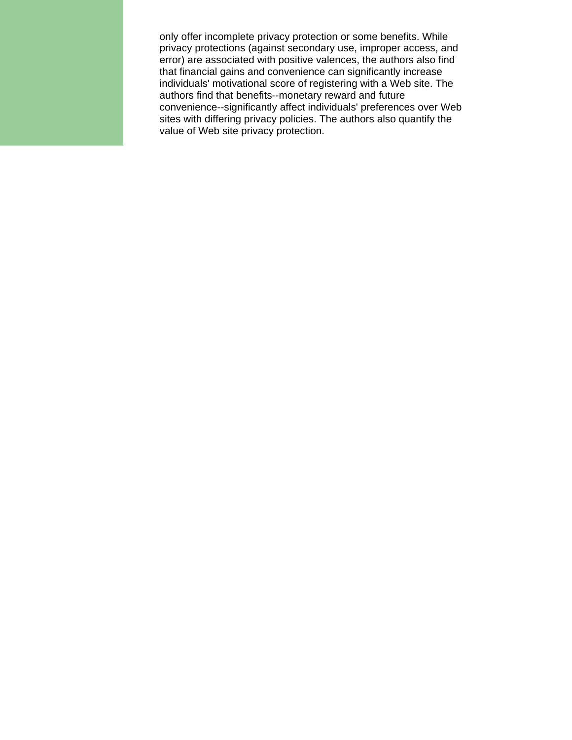only offer incomplete privacy protection or some benefits. While privacy protections (against secondary use, improper access, and error) are associated with positive valences, the authors also find that financial gains and convenience can significantly increase individuals' motivational score of registering with a Web site. The authors find that benefits--monetary reward and future convenience--significantly affect individuals' preferences over Web sites with differing privacy policies. The authors also quantify the value of Web site privacy protection.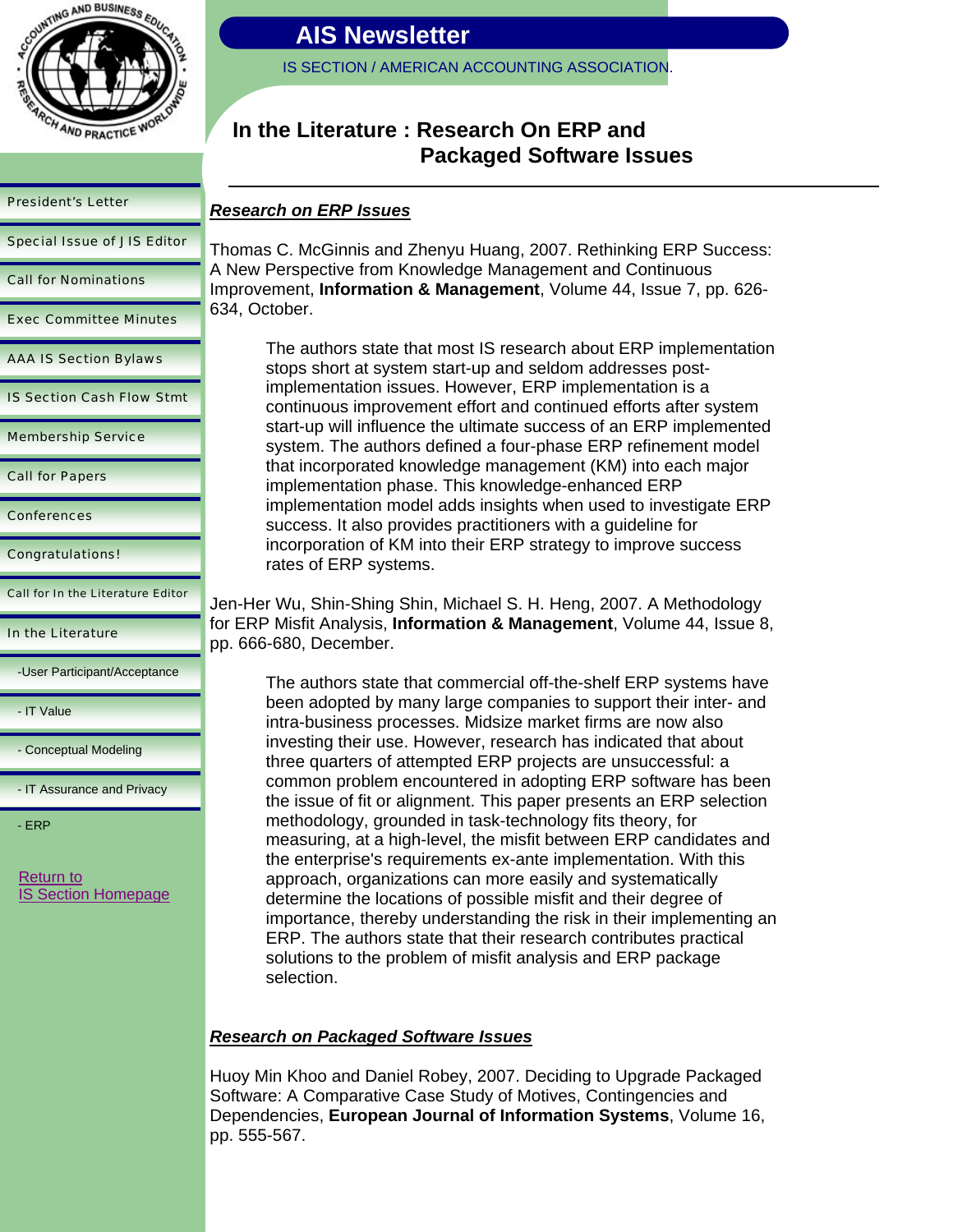# AIS Newsletter

IS SECTION / AMERICAN ACCOUNTING ASSOCIATION.

## In the Literature : Research On ERP and Packaged Software Issues

- President's Letter
- Special Issue of JIS Editor
- Call for Nominations
- Exec Committee Minutes
- AAA IS Section Bylaws
- IS Section Cash Flow Stmt
- Membership Service
- Call for Papers
- Conferences
- Congratulations!
- Call for In the Literature Editor
- In the Literature
  - -User Participant/Acceptance
  - - IT Value
  - - Conceptual Modeling
  - - IT Assurance and Privacy
  - - ERP

Return to
IS Section Homepage

### ***Research on ERP Issues***

Thomas C. McGinnis and Zhenyu Huang, 2007. Rethinking ERP Success: A New Perspective from Knowledge Management and Continuous Improvement, **Information & Management**, Volume 44, Issue 7, pp. 626-634, October.

> The authors state that most IS research about ERP implementation stops short at system start-up and seldom addresses post-implementation issues. However, ERP implementation is a continuous improvement effort and continued efforts after system start-up will influence the ultimate success of an ERP implemented system. The authors defined a four-phase ERP refinement model that incorporated knowledge management (KM) into each major implementation phase. This knowledge-enhanced ERP implementation model adds insights when used to investigate ERP success. It also provides practitioners with a guideline for incorporation of KM into their ERP strategy to improve success rates of ERP systems.

Jen-Her Wu, Shin-Shing Shin, Michael S. H. Heng, 2007. A Methodology for ERP Misfit Analysis, **Information & Management**, Volume 44, Issue 8, pp. 666-680, December.

> The authors state that commercial off-the-shelf ERP systems have been adopted by many large companies to support their inter- and intra-business processes. Midsize market firms are now also investing their use. However, research has indicated that about three quarters of attempted ERP projects are unsuccessful: a common problem encountered in adopting ERP software has been the issue of fit or alignment. This paper presents an ERP selection methodology, grounded in task-technology fits theory, for measuring, at a high-level, the misfit between ERP candidates and the enterprise's requirements ex-ante implementation. With this approach, organizations can more easily and systematically determine the locations of possible misfit and their degree of importance, thereby understanding the risk in their implementing an ERP. The authors state that their research contributes practical solutions to the problem of misfit analysis and ERP package selection.

### ***Research on Packaged Software Issues***

Huoy Min Khoo and Daniel Robey, 2007. Deciding to Upgrade Packaged Software: A Comparative Case Study of Motives, Contingencies and Dependencies, **European Journal of Information Systems**, Volume 16, pp. 555-567.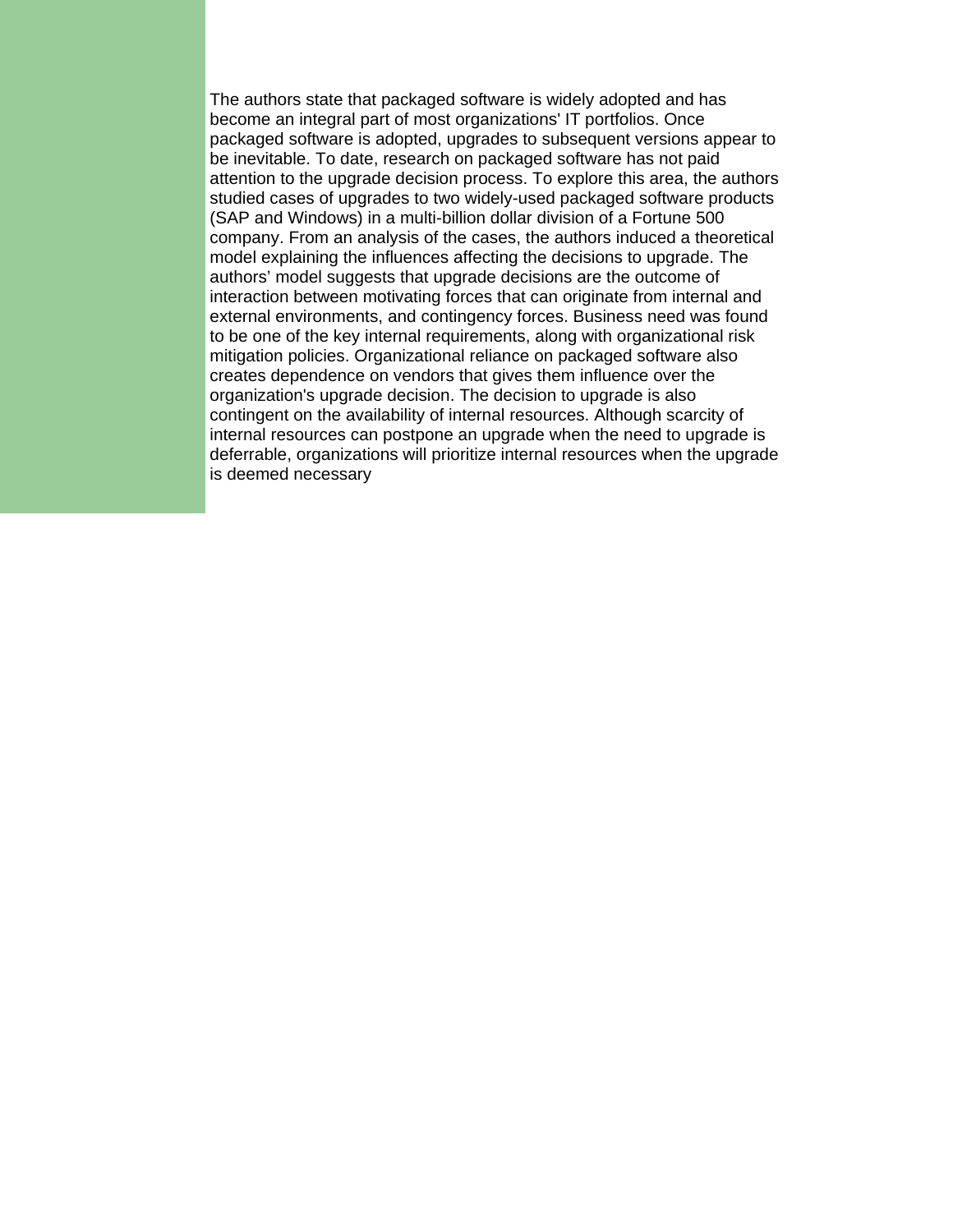The authors state that packaged software is widely adopted and has become an integral part of most organizations' IT portfolios. Once packaged software is adopted, upgrades to subsequent versions appear to be inevitable. To date, research on packaged software has not paid attention to the upgrade decision process. To explore this area, the authors studied cases of upgrades to two widely-used packaged software products (SAP and Windows) in a multi-billion dollar division of a Fortune 500 company. From an analysis of the cases, the authors induced a theoretical model explaining the influences affecting the decisions to upgrade. The authors' model suggests that upgrade decisions are the outcome of interaction between motivating forces that can originate from internal and external environments, and contingency forces. Business need was found to be one of the key internal requirements, along with organizational risk mitigation policies. Organizational reliance on packaged software also creates dependence on vendors that gives them influence over the organization's upgrade decision. The decision to upgrade is also contingent on the availability of internal resources. Although scarcity of internal resources can postpone an upgrade when the need to upgrade is deferrable, organizations will prioritize internal resources when the upgrade is deemed necessary